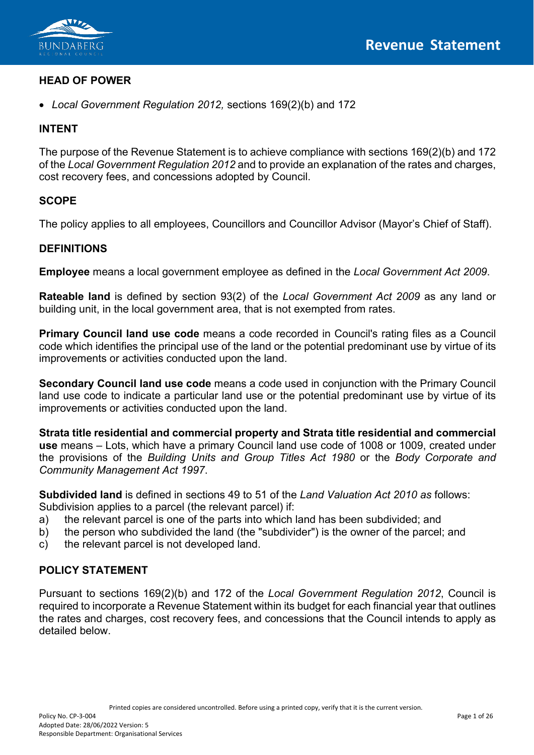# Revenue Statement

## HEAD OF POWER

- *Local Government Regulation 2012,* sections 169(2)(b) and 172

## INTENT

The purpose of the Revenue Statement is to achieve compliance with sections 169(2)(b) and 172 of the *Local Government Regulation 2012* and to provide an explanation of the rates and charges, cost recovery fees, and concessions adopted by Council.

## SCOPE

The policy applies to all employees, Councillors and Councillor Advisor (Mayor's Chief of Staff).

## DEFINITIONS

**Employee** means a local government employee as defined in the *Local Government Act 2009*.

**Rateable land** is defined by section 93(2) of the *Local Government Act 2009* as any land or building unit, in the local government area, that is not exempted from rates.

**Primary Council land use code** means a code recorded in Council's rating files as a Council code which identifies the principal use of the land or the potential predominant use by virtue of its improvements or activities conducted upon the land.

**Secondary Council land use code** means a code used in conjunction with the Primary Council land use code to indicate a particular land use or the potential predominant use by virtue of its improvements or activities conducted upon the land.

**Strata title residential and commercial property and Strata title residential and commercial use** means – Lots, which have a primary Council land use code of 1008 or 1009, created under the provisions of the *Building Units and Group Titles Act 1980* or the *Body Corporate and Community Management Act 1997*.

**Subdivided land** is defined in sections 49 to 51 of the *Land Valuation Act 2010 as* follows:
Subdivision applies to a parcel (the relevant parcel) if:

a) the relevant parcel is one of the parts into which land has been subdivided; and
b) the person who subdivided the land (the "subdivider") is the owner of the parcel; and
c) the relevant parcel is not developed land.

## POLICY STATEMENT

Pursuant to sections 169(2)(b) and 172 of the *Local Government Regulation 2012*, Council is required to incorporate a Revenue Statement within its budget for each financial year that outlines the rates and charges, cost recovery fees, and concessions that the Council intends to apply as detailed below.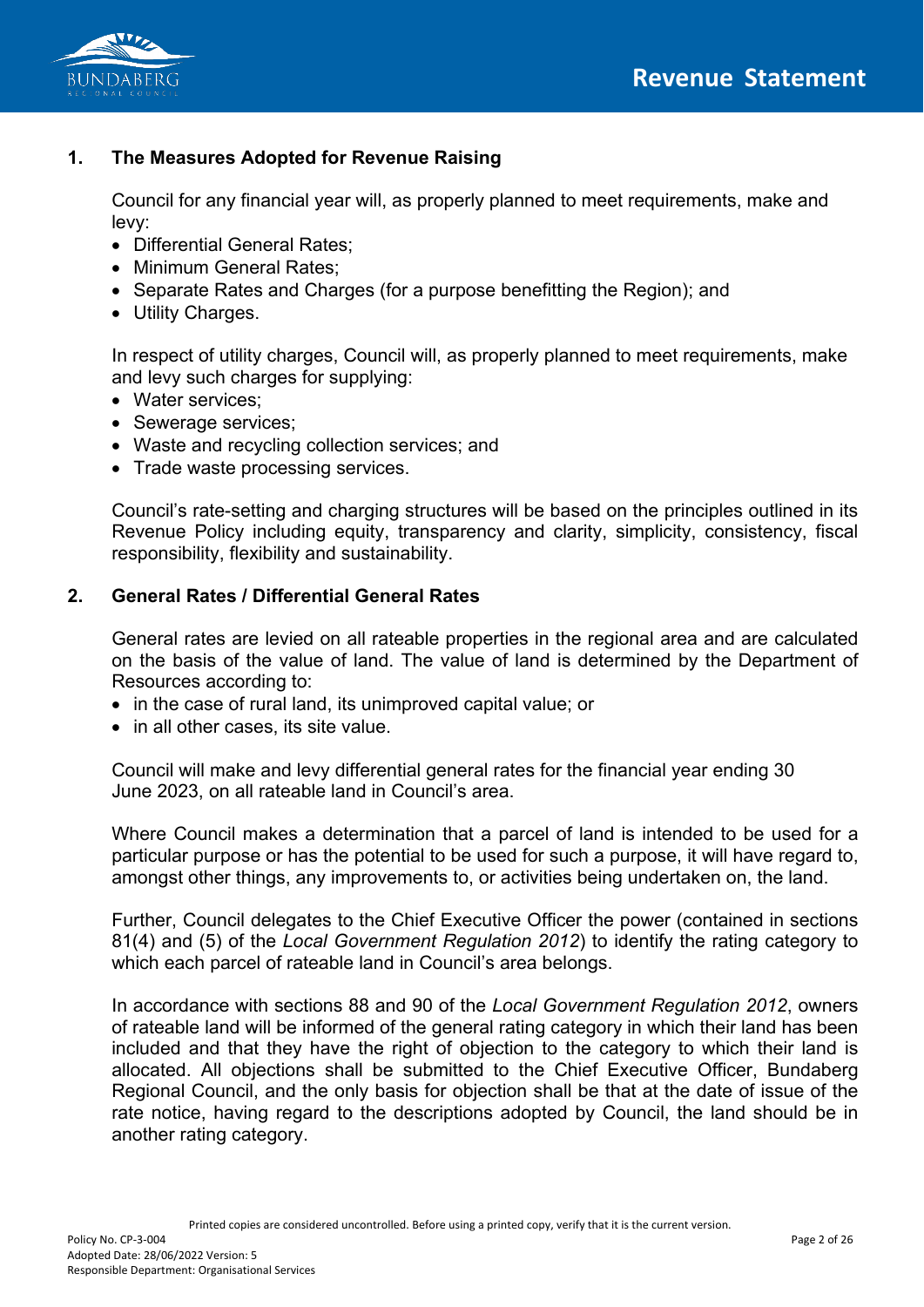## 1. The Measures Adopted for Revenue Raising

Council for any financial year will, as properly planned to meet requirements, make and levy:

- Differential General Rates;
- Minimum General Rates;
- Separate Rates and Charges (for a purpose benefitting the Region); and
- Utility Charges.

In respect of utility charges, Council will, as properly planned to meet requirements, make and levy such charges for supplying:

- Water services;
- Sewerage services;
- Waste and recycling collection services; and
- Trade waste processing services.

Council's rate-setting and charging structures will be based on the principles outlined in its Revenue Policy including equity, transparency and clarity, simplicity, consistency, fiscal responsibility, flexibility and sustainability.

## 2. General Rates / Differential General Rates

General rates are levied on all rateable properties in the regional area and are calculated on the basis of the value of land. The value of land is determined by the Department of Resources according to:

- in the case of rural land, its unimproved capital value; or
- in all other cases, its site value.

Council will make and levy differential general rates for the financial year ending 30 June 2023, on all rateable land in Council's area.

Where Council makes a determination that a parcel of land is intended to be used for a particular purpose or has the potential to be used for such a purpose, it will have regard to, amongst other things, any improvements to, or activities being undertaken on, the land.

Further, Council delegates to the Chief Executive Officer the power (contained in sections 81(4) and (5) of the *Local Government Regulation 2012*) to identify the rating category to which each parcel of rateable land in Council's area belongs.

In accordance with sections 88 and 90 of the *Local Government Regulation 2012*, owners of rateable land will be informed of the general rating category in which their land has been included and that they have the right of objection to the category to which their land is allocated. All objections shall be submitted to the Chief Executive Officer, Bundaberg Regional Council, and the only basis for objection shall be that at the date of issue of the rate notice, having regard to the descriptions adopted by Council, the land should be in another rating category.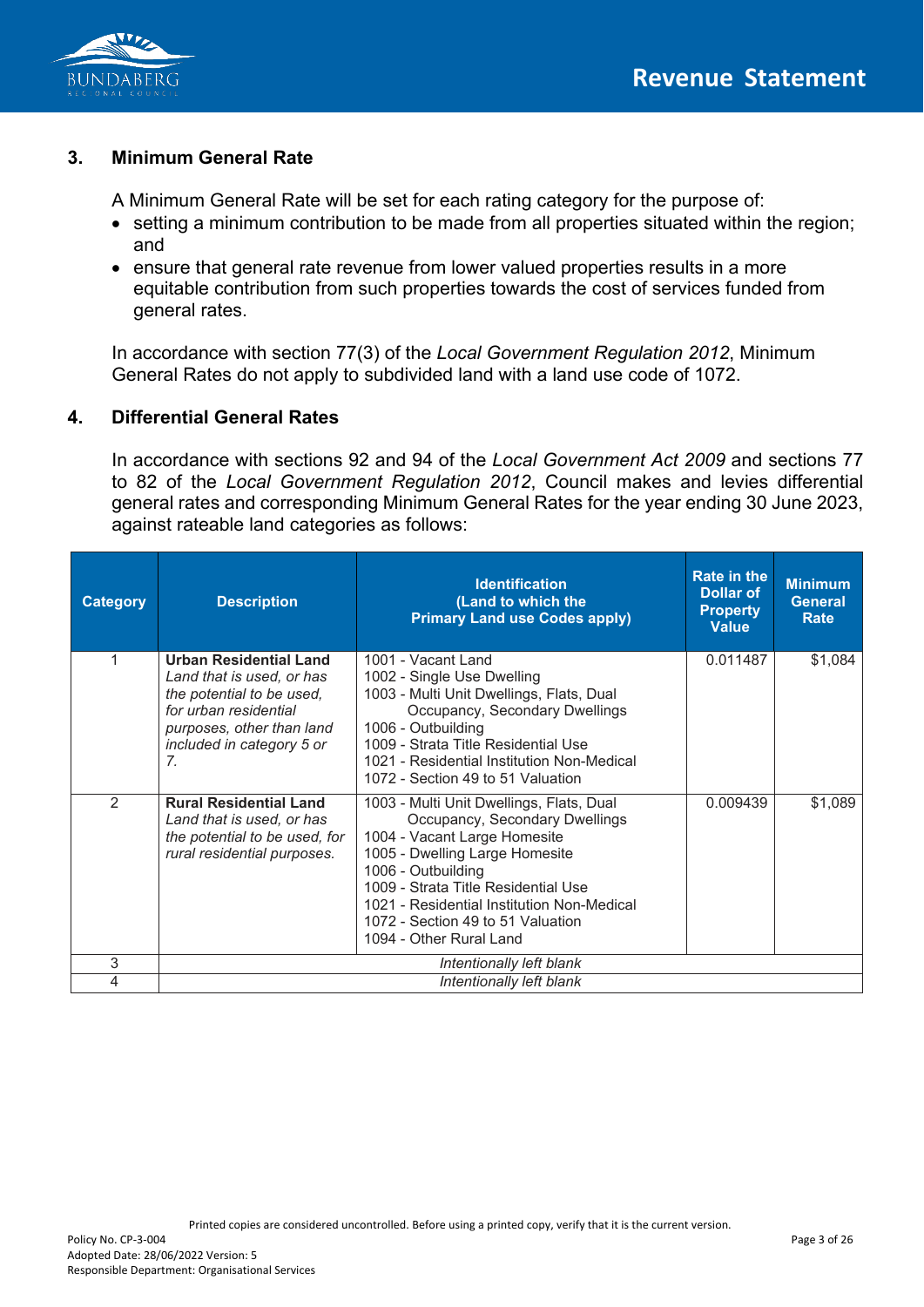## 3. Minimum General Rate

A Minimum General Rate will be set for each rating category for the purpose of:

- setting a minimum contribution to be made from all properties situated within the region; and
- ensure that general rate revenue from lower valued properties results in a more equitable contribution from such properties towards the cost of services funded from general rates.

In accordance with section 77(3) of the *Local Government Regulation 2012*, Minimum General Rates do not apply to subdivided land with a land use code of 1072.

## 4. Differential General Rates

In accordance with sections 92 and 94 of the *Local Government Act 2009* and sections 77 to 82 of the *Local Government Regulation 2012*, Council makes and levies differential general rates and corresponding Minimum General Rates for the year ending 30 June 2023, against rateable land categories as follows:

| Category | Description | Identification (Land to which the Primary Land use Codes apply) | Rate in the Dollar of Property Value | Minimum General Rate |
|---|---|---|---|---|
| 1 | **Urban Residential Land**<br>*Land that is used, or has the potential to be used, for urban residential purposes, other than land included in category 5 or 7.* | 1001 - Vacant Land<br>1002 - Single Use Dwelling<br>1003 - Multi Unit Dwellings, Flats, Dual Occupancy, Secondary Dwellings<br>1006 - Outbuilding<br>1009 - Strata Title Residential Use<br>1021 - Residential Institution Non-Medical<br>1072 - Section 49 to 51 Valuation | 0.011487 | $1,084 |
| 2 | **Rural Residential Land**<br>*Land that is used, or has the potential to be used, for rural residential purposes.* | 1003 - Multi Unit Dwellings, Flats, Dual Occupancy, Secondary Dwellings<br>1004 - Vacant Large Homesite<br>1005 - Dwelling Large Homesite<br>1006 - Outbuilding<br>1009 - Strata Title Residential Use<br>1021 - Residential Institution Non-Medical<br>1072 - Section 49 to 51 Valuation<br>1094 - Other Rural Land | 0.009439 | $1,089 |
| 3 | *Intentionally left blank* | | | |
| 4 | *Intentionally left blank* | | | |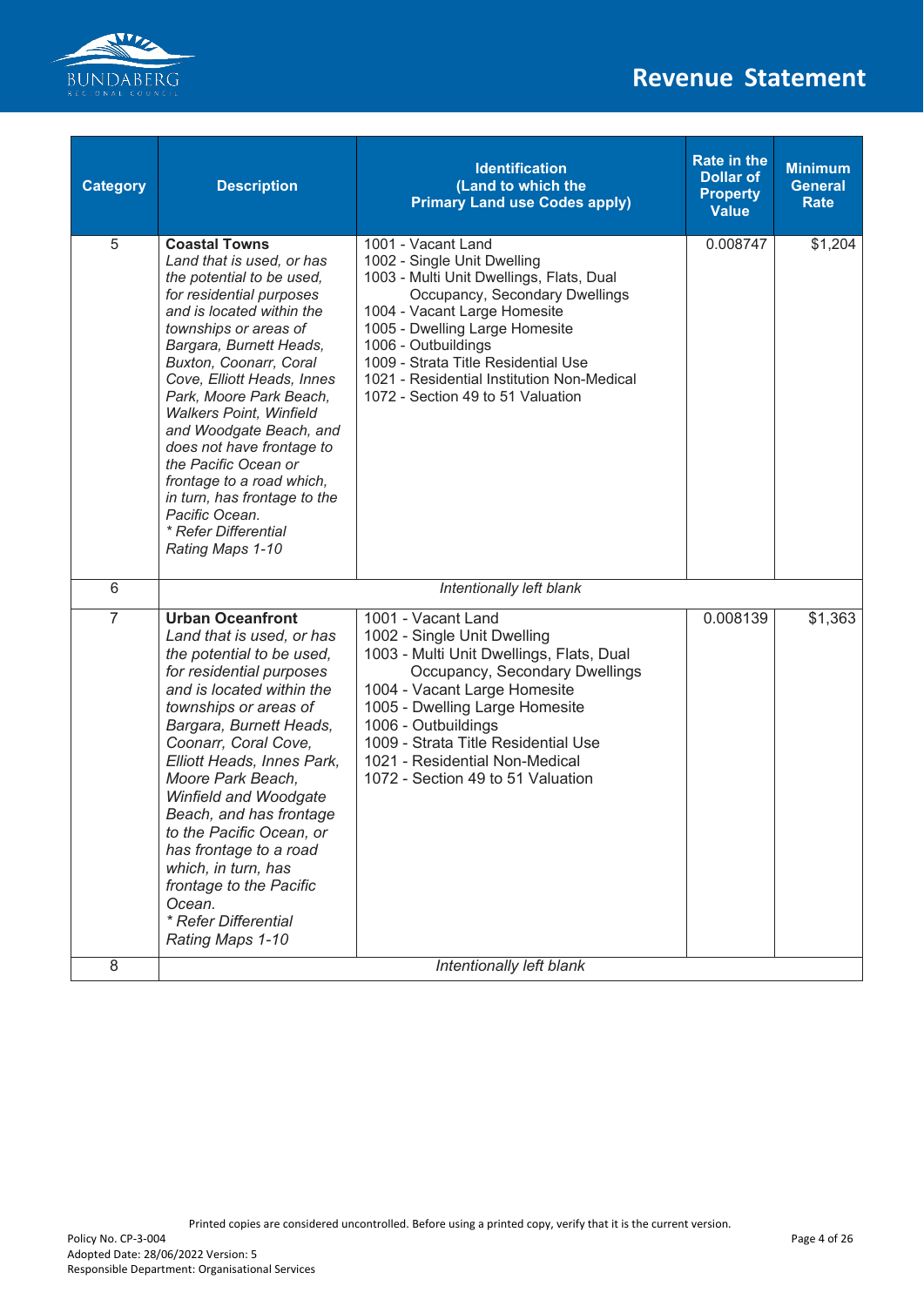| Category | Description | Identification (Land to which the Primary Land use Codes apply) | Rate in the Dollar of Property Value | Minimum General Rate |
|---|---|---|---|---|
| 5 | **Coastal Towns** *Land that is used, or has the potential to be used, for residential purposes and is located within the townships or areas of Bargara, Burnett Heads, Buxton, Coonarr, Coral Cove, Elliott Heads, Innes Park, Moore Park Beach, Walkers Point, Winfield and Woodgate Beach, and does not have frontage to the Pacific Ocean or frontage to a road which, in turn, has frontage to the Pacific Ocean.* *\* Refer Differential Rating Maps 1-10* | 1001 - Vacant Land<br>1002 - Single Unit Dwelling<br>1003 - Multi Unit Dwellings, Flats, Dual Occupancy, Secondary Dwellings<br>1004 - Vacant Large Homesite<br>1005 - Dwelling Large Homesite<br>1006 - Outbuildings<br>1009 - Strata Title Residential Use<br>1021 - Residential Institution Non-Medical<br>1072 - Section 49 to 51 Valuation | 0.008747 | $1,204 |
| 6 | *Intentionally left blank* | | | |
| 7 | **Urban Oceanfront** *Land that is used, or has the potential to be used, for residential purposes and is located within the townships or areas of Bargara, Burnett Heads, Coonarr, Coral Cove, Elliott Heads, Innes Park, Moore Park Beach, Winfield and Woodgate Beach, and has frontage to the Pacific Ocean, or has frontage to a road which, in turn, has frontage to the Pacific Ocean.* *\* Refer Differential Rating Maps 1-10* | 1001 - Vacant Land<br>1002 - Single Unit Dwelling<br>1003 - Multi Unit Dwellings, Flats, Dual Occupancy, Secondary Dwellings<br>1004 - Vacant Large Homesite<br>1005 - Dwelling Large Homesite<br>1006 - Outbuildings<br>1009 - Strata Title Residential Use<br>1021 - Residential Non-Medical<br>1072 - Section 49 to 51 Valuation | 0.008139 | $1,363 |
| 8 | *Intentionally left blank* | | | |

Printed copies are considered uncontrolled. Before using a printed copy, verify that it is the current version.

Policy No. CP-3-004
Adopted Date: 28/06/2022 Version: 5
Responsible Department: Organisational Services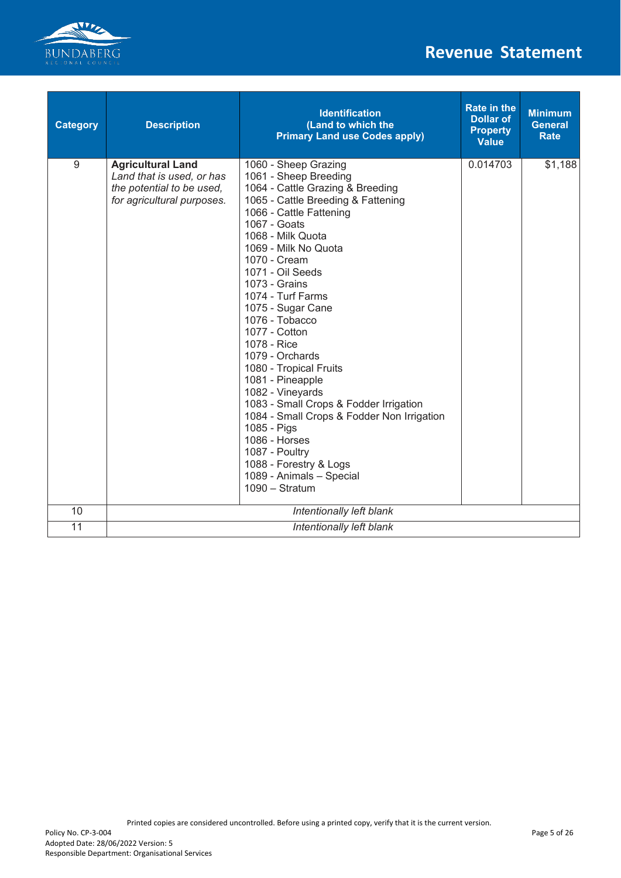| Category | Description | Identification (Land to which the Primary Land use Codes apply) | Rate in the Dollar of Property Value | Minimum General Rate |
|---|---|---|---|---|
| 9 | **Agricultural Land** *Land that is used, or has the potential to be used, for agricultural purposes.* | 1060 - Sheep Grazing<br>1061 - Sheep Breeding<br>1064 - Cattle Grazing & Breeding<br>1065 - Cattle Breeding & Fattening<br>1066 - Cattle Fattening<br>1067 - Goats<br>1068 - Milk Quota<br>1069 - Milk No Quota<br>1070 - Cream<br>1071 - Oil Seeds<br>1073 - Grains<br>1074 - Turf Farms<br>1075 - Sugar Cane<br>1076 - Tobacco<br>1077 - Cotton<br>1078 - Rice<br>1079 - Orchards<br>1080 - Tropical Fruits<br>1081 - Pineapple<br>1082 - Vineyards<br>1083 - Small Crops & Fodder Irrigation<br>1084 - Small Crops & Fodder Non Irrigation<br>1085 - Pigs<br>1086 - Horses<br>1087 - Poultry<br>1088 - Forestry & Logs<br>1089 - Animals – Special<br>1090 – Stratum | 0.014703 | $1,188 |
| 10 | *Intentionally left blank* | | | |
| 11 | *Intentionally left blank* | | | |

Printed copies are considered uncontrolled. Before using a printed copy, verify that it is the current version.

Policy No. CP-3-004
Adopted Date: 28/06/2022 Version: 5
Responsible Department: Organisational Services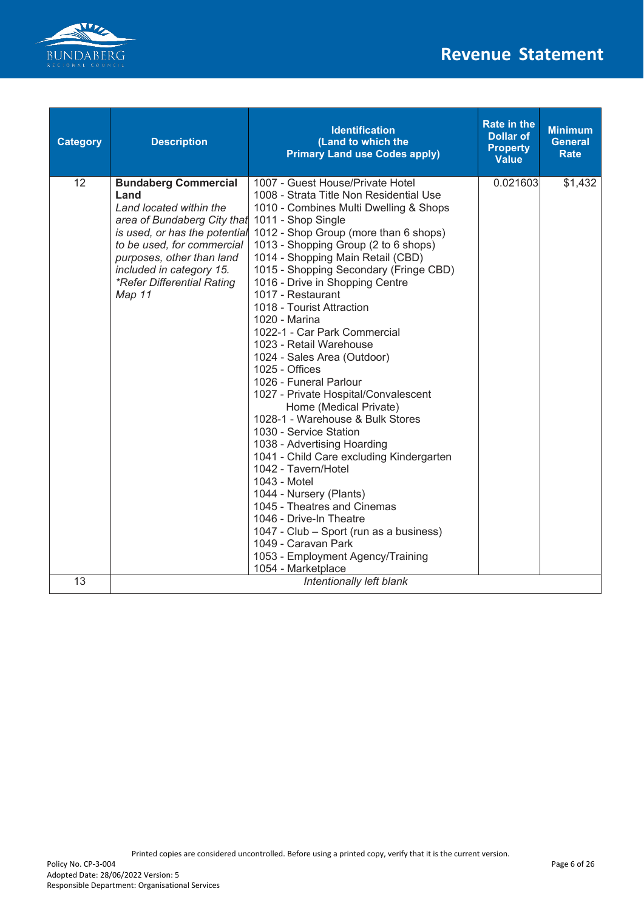| Category | Description | Identification (Land to which the Primary Land use Codes apply) | Rate in the Dollar of Property Value | Minimum General Rate |
|---|---|---|---|---|
| 12 | **Bundaberg Commercial Land** *Land located within the area of Bundaberg City that is used, or has the potential to be used, for commercial purposes, other than land included in category 15.* *\*Refer Differential Rating Map 11* | 1007 - Guest House/Private Hotel<br>1008 - Strata Title Non Residential Use<br>1010 - Combines Multi Dwelling & Shops<br>1011 - Shop Single<br>1012 - Shop Group (more than 6 shops)<br>1013 - Shopping Group (2 to 6 shops)<br>1014 - Shopping Main Retail (CBD)<br>1015 - Shopping Secondary (Fringe CBD)<br>1016 - Drive in Shopping Centre<br>1017 - Restaurant<br>1018 - Tourist Attraction<br>1020 - Marina<br>1022-1 - Car Park Commercial<br>1023 - Retail Warehouse<br>1024 - Sales Area (Outdoor)<br>1025 - Offices<br>1026 - Funeral Parlour<br>1027 - Private Hospital/Convalescent Home (Medical Private)<br>1028-1 - Warehouse & Bulk Stores<br>1030 - Service Station<br>1038 - Advertising Hoarding<br>1041 - Child Care excluding Kindergarten<br>1042 - Tavern/Hotel<br>1043 - Motel<br>1044 - Nursery (Plants)<br>1045 - Theatres and Cinemas<br>1046 - Drive-In Theatre<br>1047 - Club – Sport (run as a business)<br>1049 - Caravan Park<br>1053 - Employment Agency/Training<br>1054 - Marketplace | 0.021603 | $1,432 |
| 13 | *Intentionally left blank* | | | |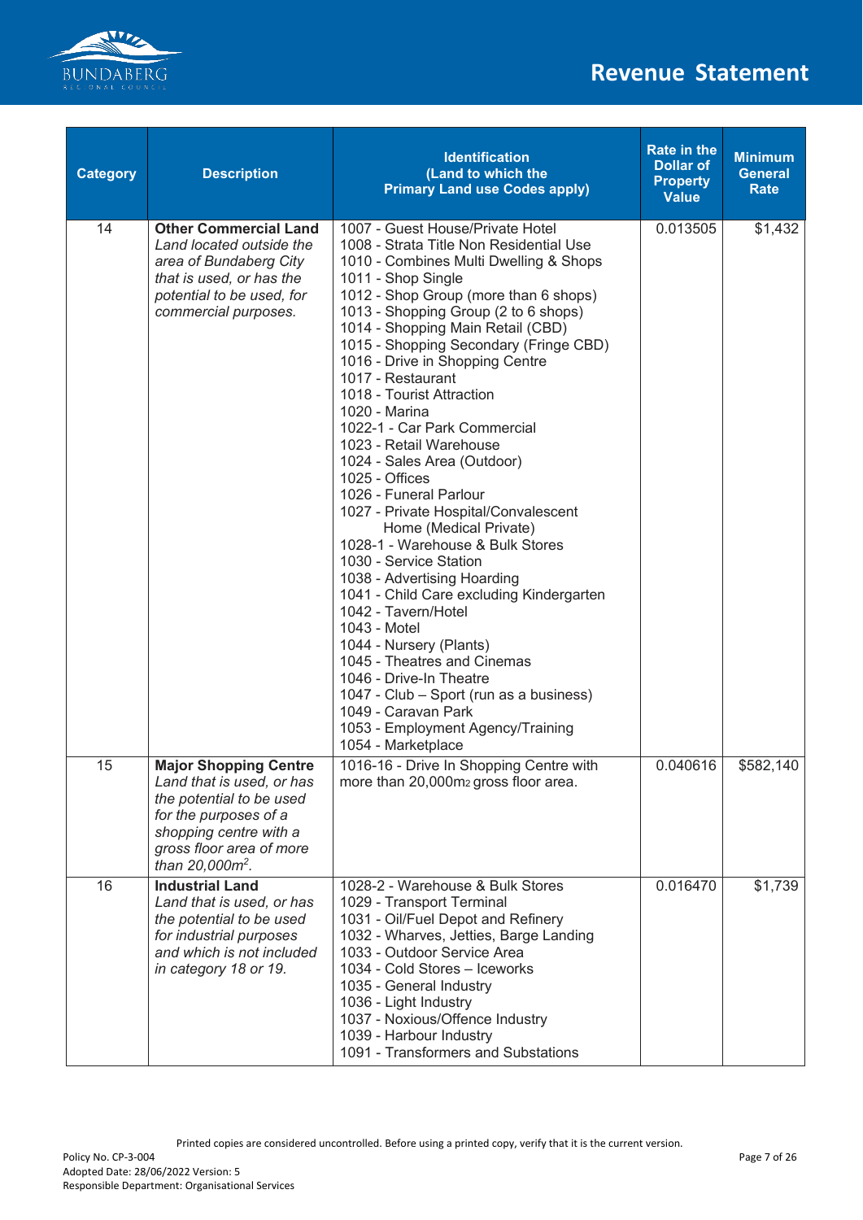| Category | Description | Identification (Land to which the Primary Land use Codes apply) | Rate in the Dollar of Property Value | Minimum General Rate |
|---|---|---|---|---|
| 14 | **Other Commercial Land** *Land located outside the area of Bundaberg City that is used, or has the potential to be used, for commercial purposes.* | 1007 - Guest House/Private Hotel<br>1008 - Strata Title Non Residential Use<br>1010 - Combines Multi Dwelling & Shops<br>1011 - Shop Single<br>1012 - Shop Group (more than 6 shops)<br>1013 - Shopping Group (2 to 6 shops)<br>1014 - Shopping Main Retail (CBD)<br>1015 - Shopping Secondary (Fringe CBD)<br>1016 - Drive in Shopping Centre<br>1017 - Restaurant<br>1018 - Tourist Attraction<br>1020 - Marina<br>1022-1 - Car Park Commercial<br>1023 - Retail Warehouse<br>1024 - Sales Area (Outdoor)<br>1025 - Offices<br>1026 - Funeral Parlour<br>1027 - Private Hospital/Convalescent Home (Medical Private)<br>1028-1 - Warehouse & Bulk Stores<br>1030 - Service Station<br>1038 - Advertising Hoarding<br>1041 - Child Care excluding Kindergarten<br>1042 - Tavern/Hotel<br>1043 - Motel<br>1044 - Nursery (Plants)<br>1045 - Theatres and Cinemas<br>1046 - Drive-In Theatre<br>1047 - Club – Sport (run as a business)<br>1049 - Caravan Park<br>1053 - Employment Agency/Training<br>1054 - Marketplace | 0.013505 | $1,432 |
| 15 | **Major Shopping Centre** *Land that is used, or has the potential to be used for the purposes of a shopping centre with a gross floor area of more than 20,000m$^2$.* | 1016-16 - Drive In Shopping Centre with more than 20,000m2 gross floor area. | 0.040616 | $582,140 |
| 16 | **Industrial Land** *Land that is used, or has the potential to be used for industrial purposes and which is not included in category 18 or 19.* | 1028-2 - Warehouse & Bulk Stores<br>1029 - Transport Terminal<br>1031 - Oil/Fuel Depot and Refinery<br>1032 - Wharves, Jetties, Barge Landing<br>1033 - Outdoor Service Area<br>1034 - Cold Stores – Iceworks<br>1035 - General Industry<br>1036 - Light Industry<br>1037 - Noxious/Offence Industry<br>1039 - Harbour Industry<br>1091 - Transformers and Substations | 0.016470 | $1,739 |

Printed copies are considered uncontrolled. Before using a printed copy, verify that it is the current version.

Policy No. CP-3-004
Adopted Date: 28/06/2022 Version: 5
Responsible Department: Organisational Services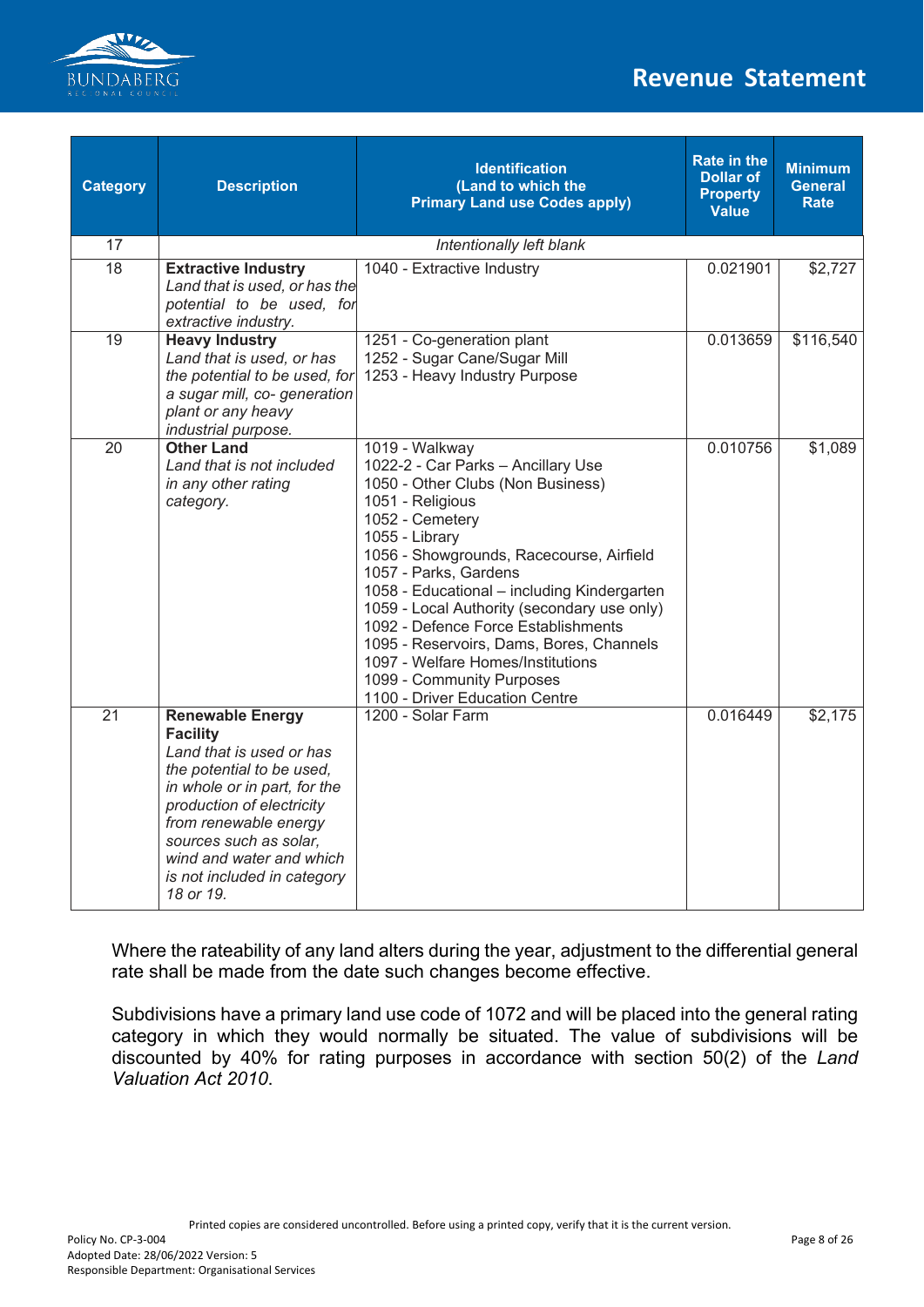| Category | Description | Identification (Land to which the Primary Land use Codes apply) | Rate in the Dollar of Property Value | Minimum General Rate |
|---|---|---|---|---|
| 17 | *Intentionally left blank* | | | |
| 18 | **Extractive Industry** *Land that is used, or has the potential to be used, for extractive industry.* | 1040 - Extractive Industry | 0.021901 | $2,727 |
| 19 | **Heavy Industry** *Land that is used, or has the potential to be used, for a sugar mill, co- generation plant or any heavy industrial purpose.* | 1251 - Co-generation plant<br>1252 - Sugar Cane/Sugar Mill<br>1253 - Heavy Industry Purpose | 0.013659 | $116,540 |
| 20 | **Other Land** *Land that is not included in any other rating category.* | 1019 - Walkway<br>1022-2 - Car Parks – Ancillary Use<br>1050 - Other Clubs (Non Business)<br>1051 - Religious<br>1052 - Cemetery<br>1055 - Library<br>1056 - Showgrounds, Racecourse, Airfield<br>1057 - Parks, Gardens<br>1058 - Educational – including Kindergarten<br>1059 - Local Authority (secondary use only)<br>1092 - Defence Force Establishments<br>1095 - Reservoirs, Dams, Bores, Channels<br>1097 - Welfare Homes/Institutions<br>1099 - Community Purposes<br>1100 - Driver Education Centre | 0.010756 | $1,089 |
| 21 | **Renewable Energy Facility** *Land that is used or has the potential to be used, in whole or in part, for the production of electricity from renewable energy sources such as solar, wind and water and which is not included in category 18 or 19.* | 1200 - Solar Farm | 0.016449 | $2,175 |

Where the rateability of any land alters during the year, adjustment to the differential general rate shall be made from the date such changes become effective.

Subdivisions have a primary land use code of 1072 and will be placed into the general rating category in which they would normally be situated. The value of subdivisions will be discounted by 40% for rating purposes in accordance with section 50(2) of the *Land Valuation Act 2010*.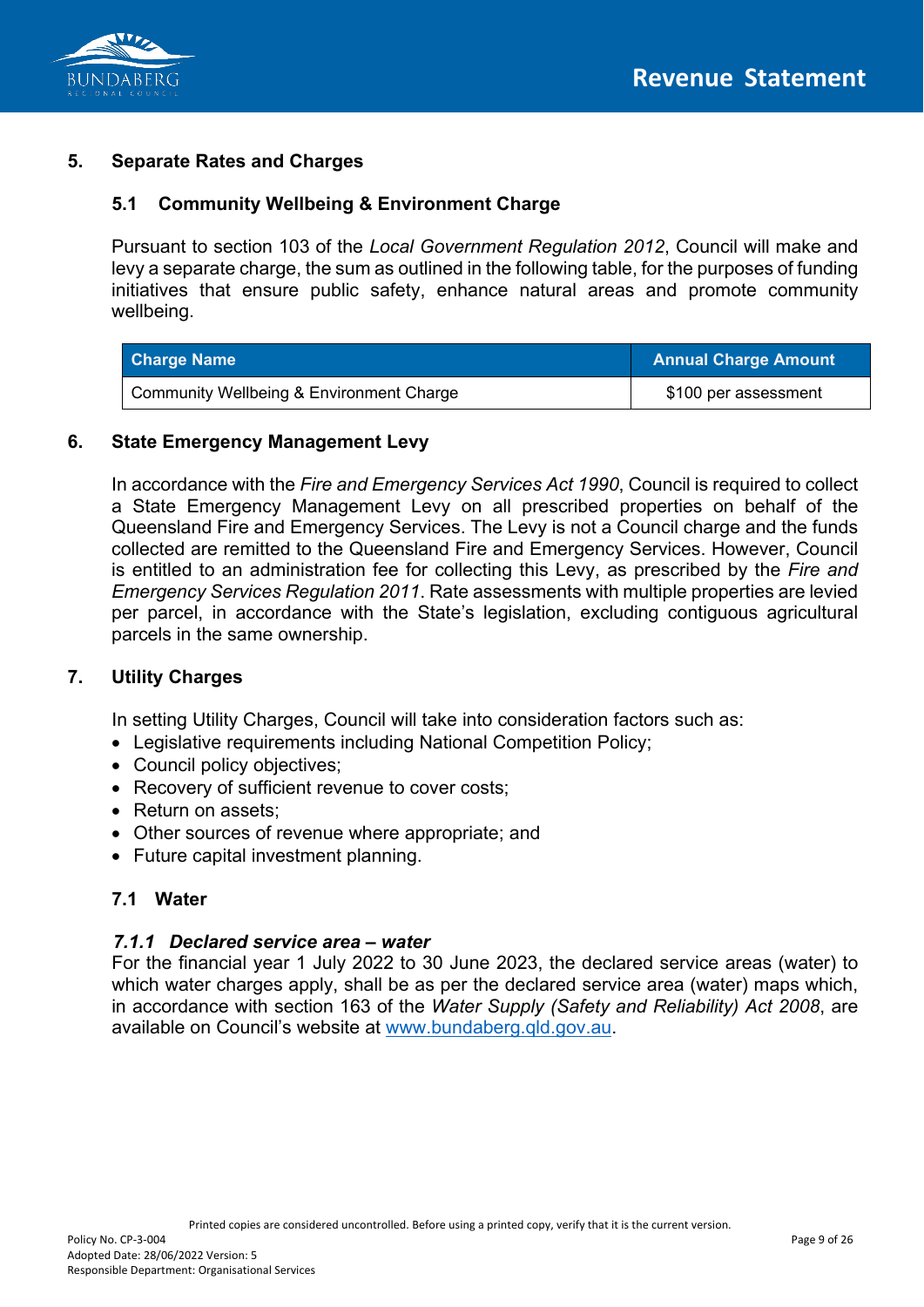## 5. Separate Rates and Charges

### 5.1 Community Wellbeing & Environment Charge

Pursuant to section 103 of the *Local Government Regulation 2012*, Council will make and levy a separate charge, the sum as outlined in the following table, for the purposes of funding initiatives that ensure public safety, enhance natural areas and promote community wellbeing.

| Charge Name | Annual Charge Amount |
|---|---|
| Community Wellbeing & Environment Charge | $100 per assessment |

## 6. State Emergency Management Levy

In accordance with the *Fire and Emergency Services Act 1990*, Council is required to collect a State Emergency Management Levy on all prescribed properties on behalf of the Queensland Fire and Emergency Services. The Levy is not a Council charge and the funds collected are remitted to the Queensland Fire and Emergency Services. However, Council is entitled to an administration fee for collecting this Levy, as prescribed by the *Fire and Emergency Services Regulation 2011*. Rate assessments with multiple properties are levied per parcel, in accordance with the State's legislation, excluding contiguous agricultural parcels in the same ownership.

## 7. Utility Charges

In setting Utility Charges, Council will take into consideration factors such as:

- Legislative requirements including National Competition Policy;
- Council policy objectives;
- Recovery of sufficient revenue to cover costs;
- Return on assets;
- Other sources of revenue where appropriate; and
- Future capital investment planning.

### 7.1 Water

#### *7.1.1 Declared service area – water*

For the financial year 1 July 2022 to 30 June 2023, the declared service areas (water) to which water charges apply, shall be as per the declared service area (water) maps which, in accordance with section 163 of the *Water Supply (Safety and Reliability) Act 2008*, are available on Council's website at www.bundaberg.qld.gov.au.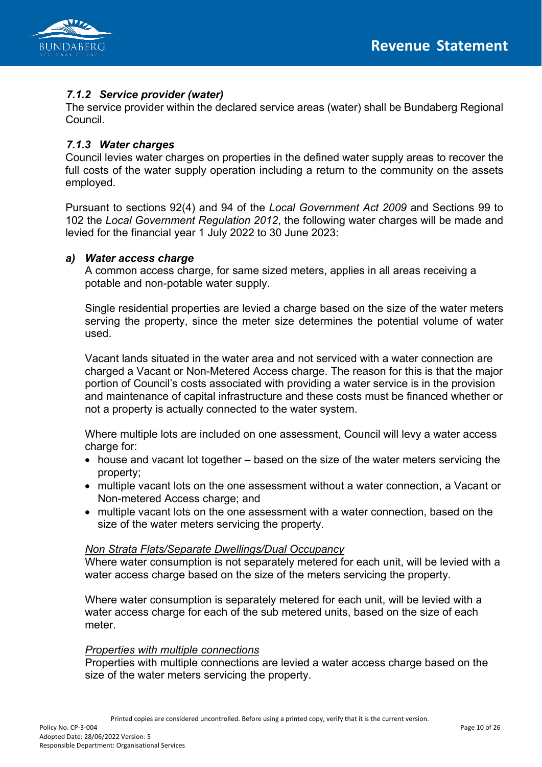### *7.1.2 Service provider (water)*

The service provider within the declared service areas (water) shall be Bundaberg Regional Council.

### *7.1.3 Water charges*

Council levies water charges on properties in the defined water supply areas to recover the full costs of the water supply operation including a return to the community on the assets employed.

Pursuant to sections 92(4) and 94 of the *Local Government Act 2009* and Sections 99 to 102 the *Local Government Regulation 2012*, the following water charges will be made and levied for the financial year 1 July 2022 to 30 June 2023:

#### *a) Water access charge*

A common access charge, for same sized meters, applies in all areas receiving a potable and non-potable water supply.

Single residential properties are levied a charge based on the size of the water meters serving the property, since the meter size determines the potential volume of water used.

Vacant lands situated in the water area and not serviced with a water connection are charged a Vacant or Non-Metered Access charge. The reason for this is that the major portion of Council's costs associated with providing a water service is in the provision and maintenance of capital infrastructure and these costs must be financed whether or not a property is actually connected to the water system.

Where multiple lots are included on one assessment, Council will levy a water access charge for:

- house and vacant lot together – based on the size of the water meters servicing the property;
- multiple vacant lots on the one assessment without a water connection, a Vacant or Non-metered Access charge; and
- multiple vacant lots on the one assessment with a water connection, based on the size of the water meters servicing the property.

*Non Strata Flats/Separate Dwellings/Dual Occupancy*

Where water consumption is not separately metered for each unit, will be levied with a water access charge based on the size of the meters servicing the property.

Where water consumption is separately metered for each unit, will be levied with a water access charge for each of the sub metered units, based on the size of each meter.

*Properties with multiple connections*

Properties with multiple connections are levied a water access charge based on the size of the water meters servicing the property.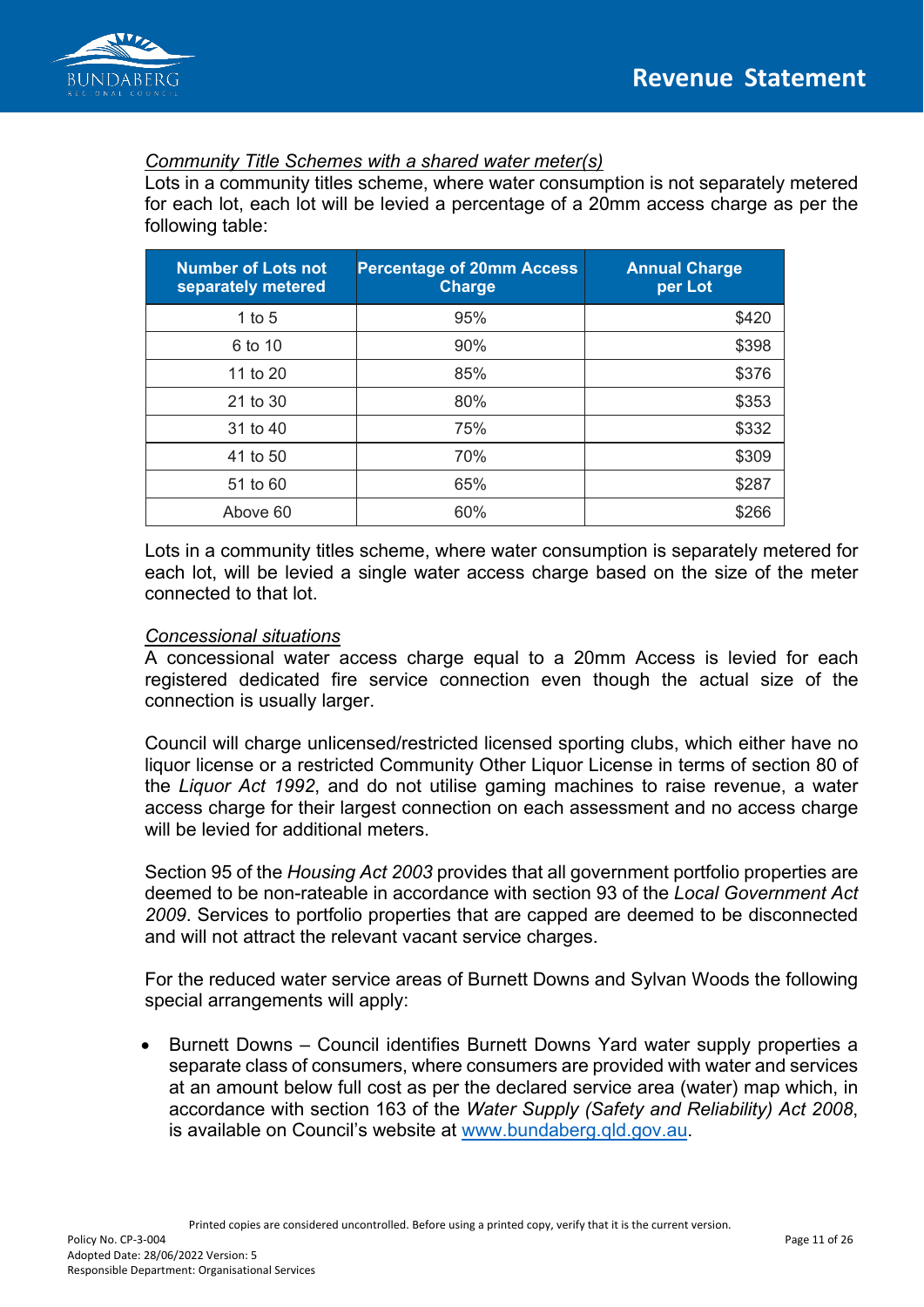*Community Title Schemes with a shared water meter(s)*

Lots in a community titles scheme, where water consumption is not separately metered for each lot, each lot will be levied a percentage of a 20mm access charge as per the following table:

| Number of Lots not separately metered | Percentage of 20mm Access Charge | Annual Charge per Lot |
|---|---|---|
| 1 to 5 | 95% | $420 |
| 6 to 10 | 90% | $398 |
| 11 to 20 | 85% | $376 |
| 21 to 30 | 80% | $353 |
| 31 to 40 | 75% | $332 |
| 41 to 50 | 70% | $309 |
| 51 to 60 | 65% | $287 |
| Above 60 | 60% | $266 |

Lots in a community titles scheme, where water consumption is separately metered for each lot, will be levied a single water access charge based on the size of the meter connected to that lot.

*Concessional situations*

A concessional water access charge equal to a 20mm Access is levied for each registered dedicated fire service connection even though the actual size of the connection is usually larger.

Council will charge unlicensed/restricted licensed sporting clubs, which either have no liquor license or a restricted Community Other Liquor License in terms of section 80 of the *Liquor Act 1992*, and do not utilise gaming machines to raise revenue, a water access charge for their largest connection on each assessment and no access charge will be levied for additional meters.

Section 95 of the *Housing Act 2003* provides that all government portfolio properties are deemed to be non-rateable in accordance with section 93 of the *Local Government Act 2009*. Services to portfolio properties that are capped are deemed to be disconnected and will not attract the relevant vacant service charges.

For the reduced water service areas of Burnett Downs and Sylvan Woods the following special arrangements will apply:

- Burnett Downs – Council identifies Burnett Downs Yard water supply properties a separate class of consumers, where consumers are provided with water and services at an amount below full cost as per the declared service area (water) map which, in accordance with section 163 of the *Water Supply (Safety and Reliability) Act 2008*, is available on Council's website at www.bundaberg.qld.gov.au.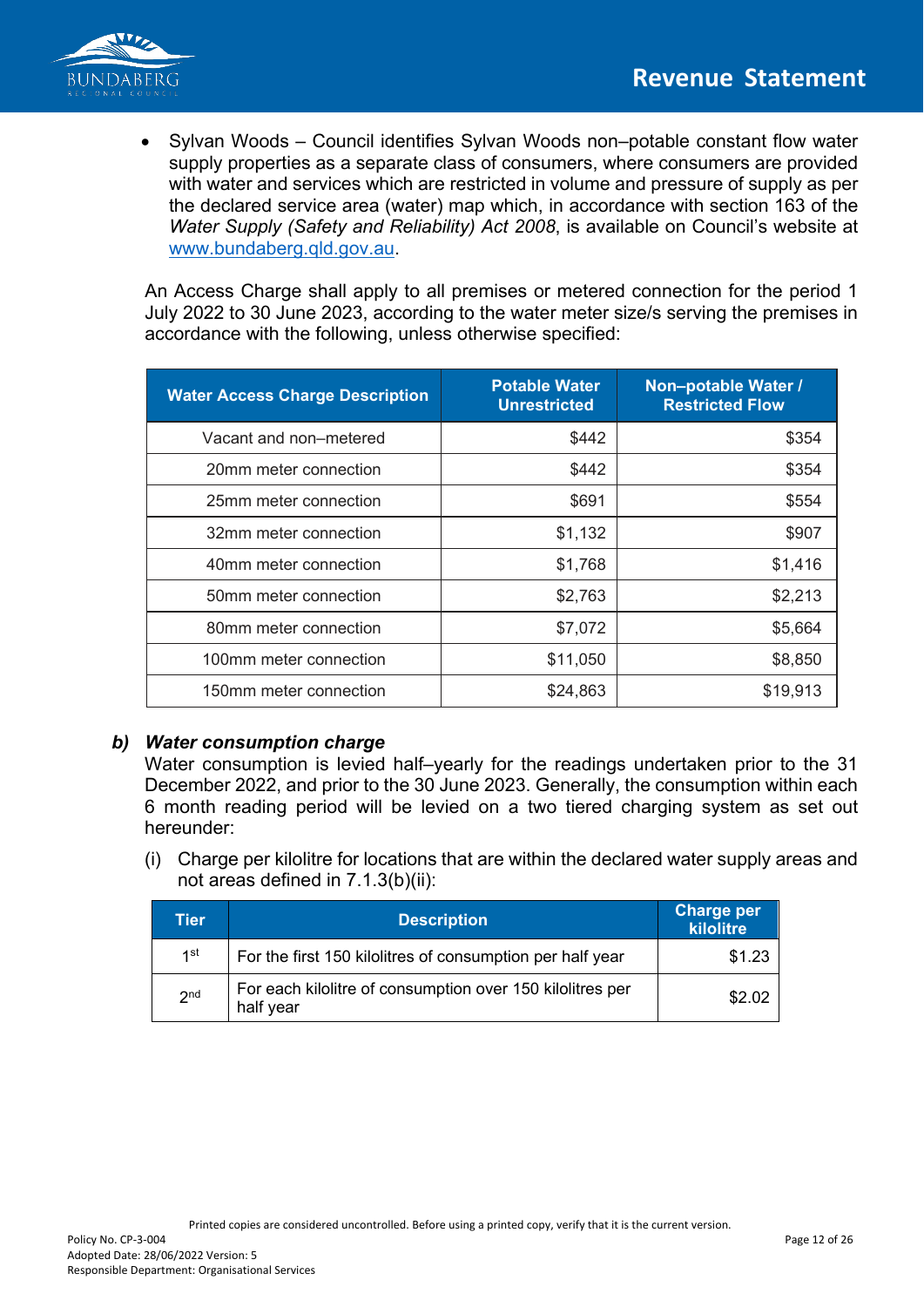- Sylvan Woods – Council identifies Sylvan Woods non–potable constant flow water supply properties as a separate class of consumers, where consumers are provided with water and services which are restricted in volume and pressure of supply as per the declared service area (water) map which, in accordance with section 163 of the *Water Supply (Safety and Reliability) Act 2008*, is available on Council's website at [www.bundaberg.qld.gov.au](http://www.bundaberg.qld.gov.au).

An Access Charge shall apply to all premises or metered connection for the period 1 July 2022 to 30 June 2023, according to the water meter size/s serving the premises in accordance with the following, unless otherwise specified:

| Water Access Charge Description | Potable Water Unrestricted | Non–potable Water / Restricted Flow |
|---|---:|---:|
| Vacant and non–metered | $442 | $354 |
| 20mm meter connection | $442 | $354 |
| 25mm meter connection | $691 | $554 |
| 32mm meter connection | $1,132 | $907 |
| 40mm meter connection | $1,768 | $1,416 |
| 50mm meter connection | $2,763 | $2,213 |
| 80mm meter connection | $7,072 | $5,664 |
| 100mm meter connection | $11,050 | $8,850 |
| 150mm meter connection | $24,863 | $19,913 |

***b) Water consumption charge***

Water consumption is levied half–yearly for the readings undertaken prior to the 31 December 2022, and prior to the 30 June 2023. Generally, the consumption within each 6 month reading period will be levied on a two tiered charging system as set out hereunder:

(i) Charge per kilolitre for locations that are within the declared water supply areas and not areas defined in 7.1.3(b)(ii):

| Tier | Description | Charge per kilolitre |
|---|---|---:|
| 1st | For the first 150 kilolitres of consumption per half year | $1.23 |
| 2nd | For each kilolitre of consumption over 150 kilolitres per half year | $2.02 |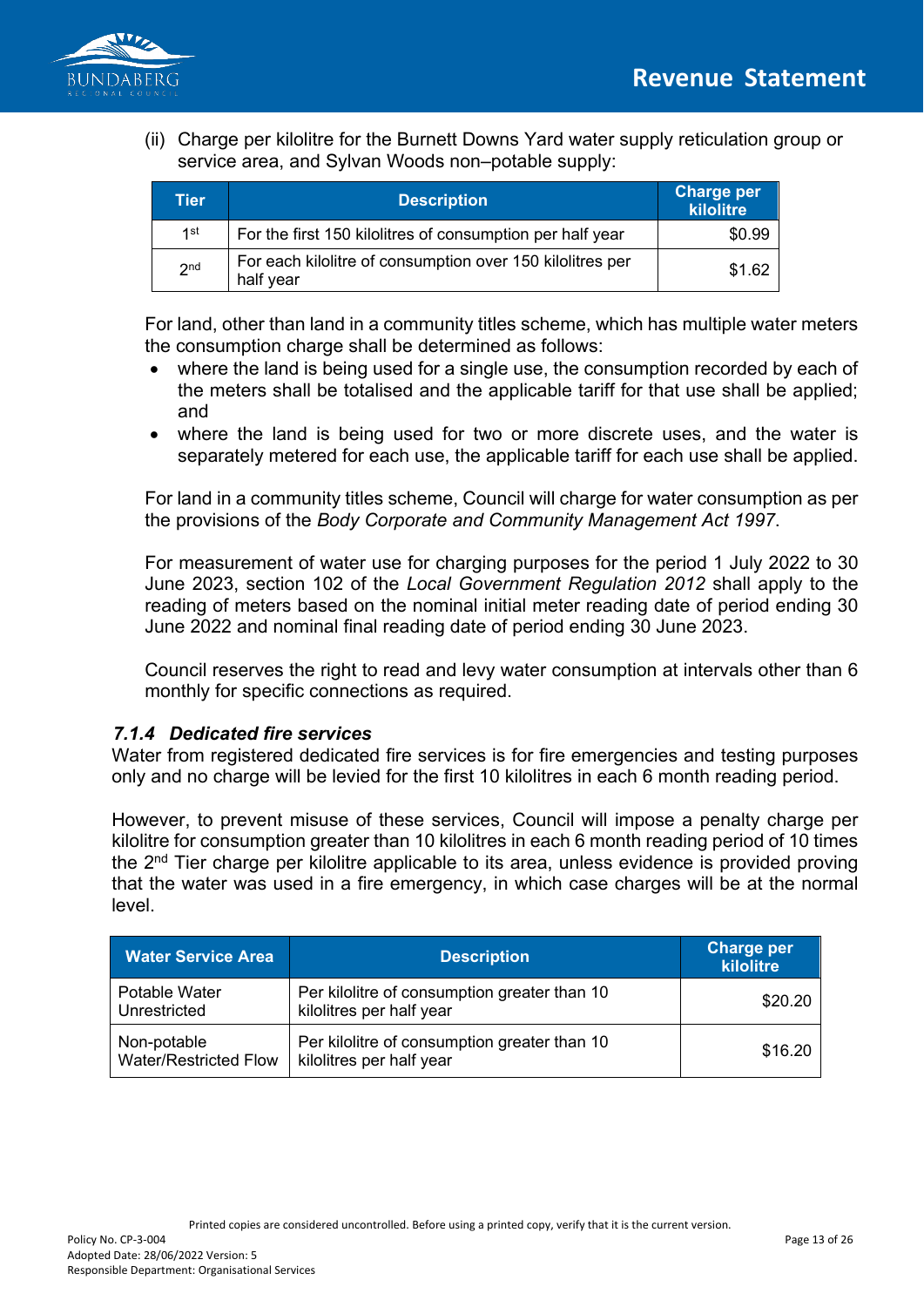(ii) Charge per kilolitre for the Burnett Downs Yard water supply reticulation group or service area, and Sylvan Woods non–potable supply:

| Tier | Description | Charge per kilolitre |
|---|---|---|
| 1st | For the first 150 kilolitres of consumption per half year | $0.99 |
| 2nd | For each kilolitre of consumption over 150 kilolitres per half year | $1.62 |

For land, other than land in a community titles scheme, which has multiple water meters the consumption charge shall be determined as follows:

- where the land is being used for a single use, the consumption recorded by each of the meters shall be totalised and the applicable tariff for that use shall be applied; and
- where the land is being used for two or more discrete uses, and the water is separately metered for each use, the applicable tariff for each use shall be applied.

For land in a community titles scheme, Council will charge for water consumption as per the provisions of the *Body Corporate and Community Management Act 1997*.

For measurement of water use for charging purposes for the period 1 July 2022 to 30 June 2023, section 102 of the *Local Government Regulation 2012* shall apply to the reading of meters based on the nominal initial meter reading date of period ending 30 June 2022 and nominal final reading date of period ending 30 June 2023.

Council reserves the right to read and levy water consumption at intervals other than 6 monthly for specific connections as required.

### *7.1.4 Dedicated fire services*

Water from registered dedicated fire services is for fire emergencies and testing purposes only and no charge will be levied for the first 10 kilolitres in each 6 month reading period.

However, to prevent misuse of these services, Council will impose a penalty charge per kilolitre for consumption greater than 10 kilolitres in each 6 month reading period of 10 times the 2nd Tier charge per kilolitre applicable to its area, unless evidence is provided proving that the water was used in a fire emergency, in which case charges will be at the normal level.

| Water Service Area | Description | Charge per kilolitre |
|---|---|---|
| Potable Water Unrestricted | Per kilolitre of consumption greater than 10 kilolitres per half year | $20.20 |
| Non-potable Water/Restricted Flow | Per kilolitre of consumption greater than 10 kilolitres per half year | $16.20 |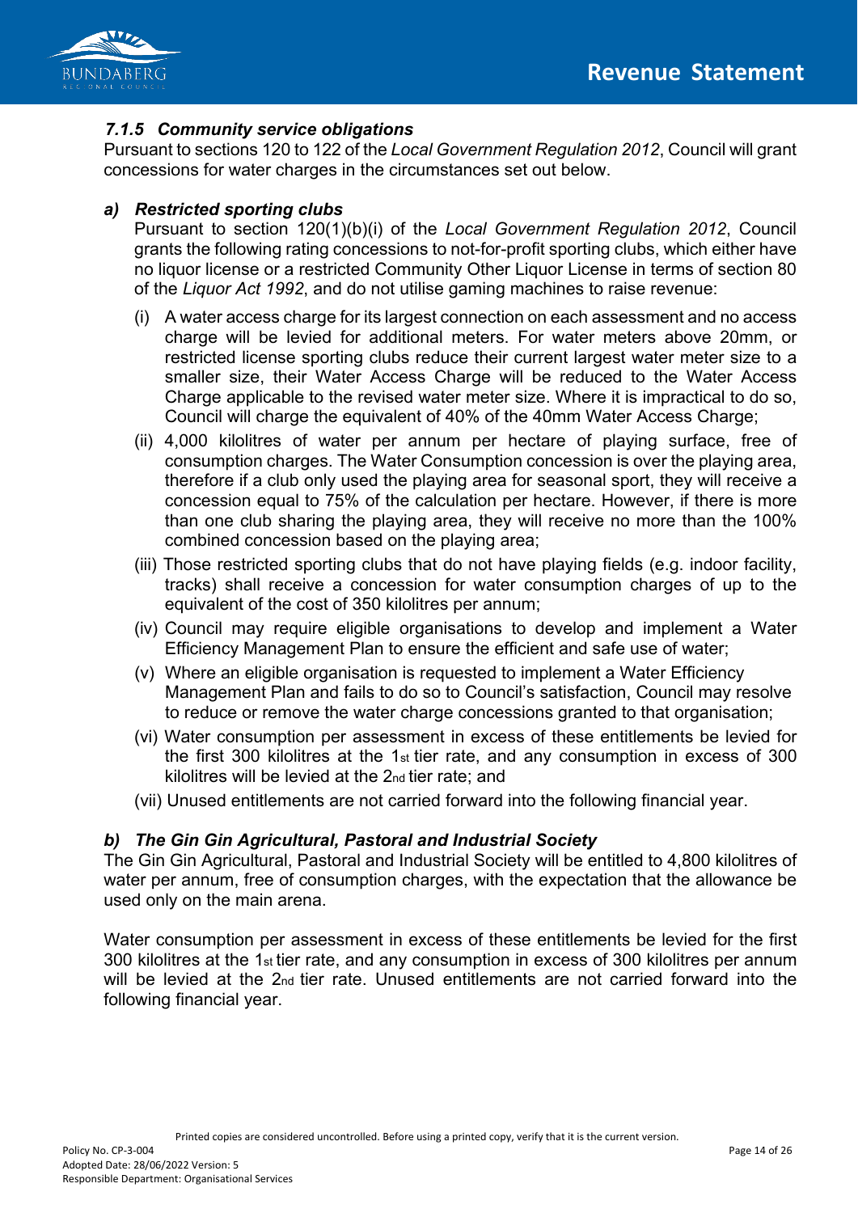### *7.1.5 Community service obligations*

Pursuant to sections 120 to 122 of the *Local Government Regulation 2012*, Council will grant concessions for water charges in the circumstances set out below.

#### *a) Restricted sporting clubs*

Pursuant to section 120(1)(b)(i) of the *Local Government Regulation 2012*, Council grants the following rating concessions to not-for-profit sporting clubs, which either have no liquor license or a restricted Community Other Liquor License in terms of section 80 of the *Liquor Act 1992*, and do not utilise gaming machines to raise revenue:

(i) A water access charge for its largest connection on each assessment and no access charge will be levied for additional meters. For water meters above 20mm, or restricted license sporting clubs reduce their current largest water meter size to a smaller size, their Water Access Charge will be reduced to the Water Access Charge applicable to the revised water meter size. Where it is impractical to do so, Council will charge the equivalent of 40% of the 40mm Water Access Charge;

(ii) 4,000 kilolitres of water per annum per hectare of playing surface, free of consumption charges. The Water Consumption concession is over the playing area, therefore if a club only used the playing area for seasonal sport, they will receive a concession equal to 75% of the calculation per hectare. However, if there is more than one club sharing the playing area, they will receive no more than the 100% combined concession based on the playing area;

(iii) Those restricted sporting clubs that do not have playing fields (e.g. indoor facility, tracks) shall receive a concession for water consumption charges of up to the equivalent of the cost of 350 kilolitres per annum;

(iv) Council may require eligible organisations to develop and implement a Water Efficiency Management Plan to ensure the efficient and safe use of water;

(v) Where an eligible organisation is requested to implement a Water Efficiency Management Plan and fails to do so to Council's satisfaction, Council may resolve to reduce or remove the water charge concessions granted to that organisation;

(vi) Water consumption per assessment in excess of these entitlements be levied for the first 300 kilolitres at the 1st tier rate, and any consumption in excess of 300 kilolitres will be levied at the 2nd tier rate; and

(vii) Unused entitlements are not carried forward into the following financial year.

#### *b) The Gin Gin Agricultural, Pastoral and Industrial Society*

The Gin Gin Agricultural, Pastoral and Industrial Society will be entitled to 4,800 kilolitres of water per annum, free of consumption charges, with the expectation that the allowance be used only on the main arena.

Water consumption per assessment in excess of these entitlements be levied for the first 300 kilolitres at the 1st tier rate, and any consumption in excess of 300 kilolitres per annum will be levied at the 2nd tier rate. Unused entitlements are not carried forward into the following financial year.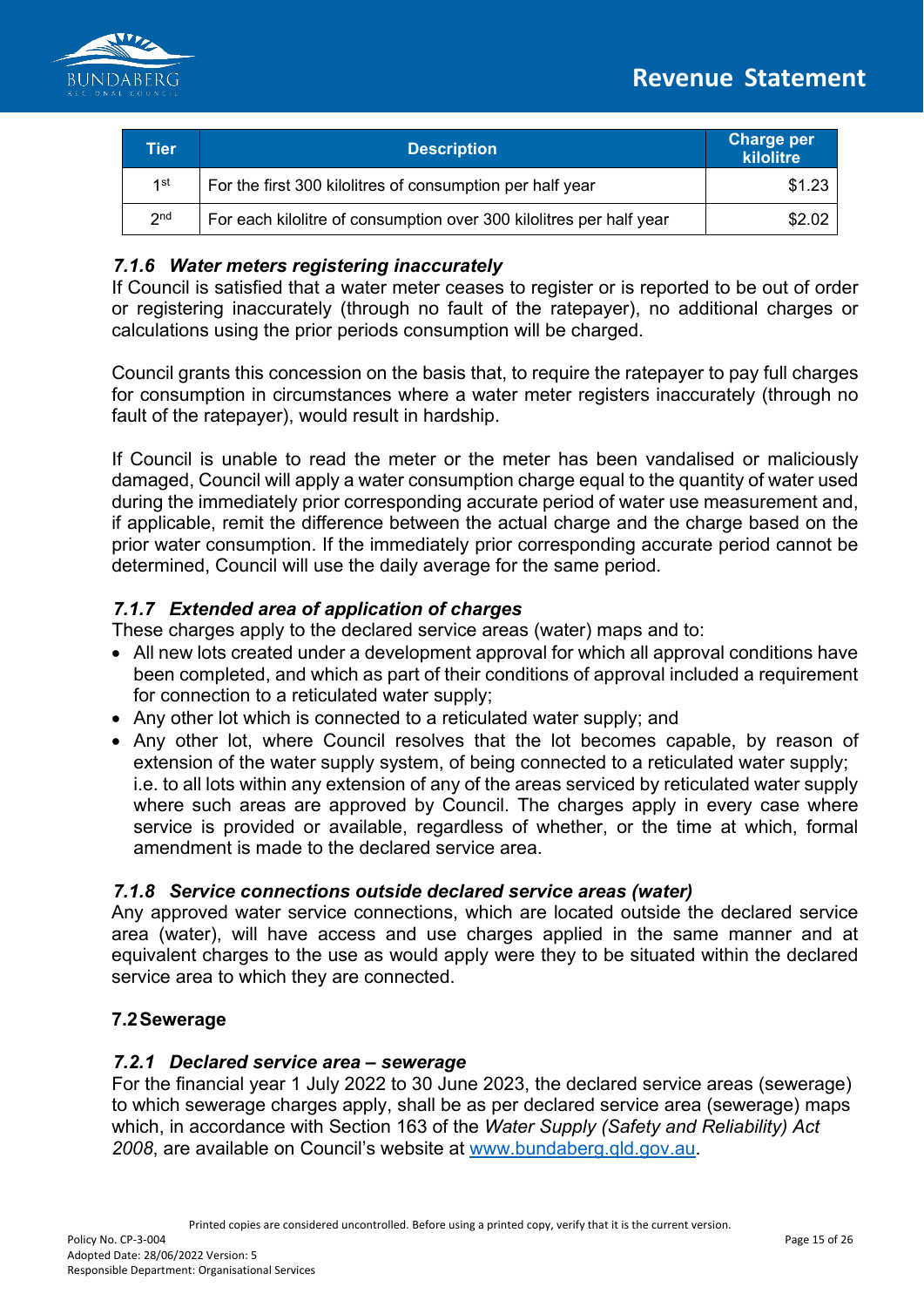| Tier | Description | Charge per kilolitre |
|---|---|---|
| 1st | For the first 300 kilolitres of consumption per half year | $1.23 |
| 2nd | For each kilolitre of consumption over 300 kilolitres per half year | $2.02 |

#### *7.1.6 Water meters registering inaccurately*

If Council is satisfied that a water meter ceases to register or is reported to be out of order or registering inaccurately (through no fault of the ratepayer), no additional charges or calculations using the prior periods consumption will be charged.

Council grants this concession on the basis that, to require the ratepayer to pay full charges for consumption in circumstances where a water meter registers inaccurately (through no fault of the ratepayer), would result in hardship.

If Council is unable to read the meter or the meter has been vandalised or maliciously damaged, Council will apply a water consumption charge equal to the quantity of water used during the immediately prior corresponding accurate period of water use measurement and, if applicable, remit the difference between the actual charge and the charge based on the prior water consumption. If the immediately prior corresponding accurate period cannot be determined, Council will use the daily average for the same period.

#### *7.1.7 Extended area of application of charges*

These charges apply to the declared service areas (water) maps and to:

- All new lots created under a development approval for which all approval conditions have been completed, and which as part of their conditions of approval included a requirement for connection to a reticulated water supply;
- Any other lot which is connected to a reticulated water supply; and
- Any other lot, where Council resolves that the lot becomes capable, by reason of extension of the water supply system, of being connected to a reticulated water supply; i.e. to all lots within any extension of any of the areas serviced by reticulated water supply where such areas are approved by Council. The charges apply in every case where service is provided or available, regardless of whether, or the time at which, formal amendment is made to the declared service area.

#### *7.1.8 Service connections outside declared service areas (water)*

Any approved water service connections, which are located outside the declared service area (water), will have access and use charges applied in the same manner and at equivalent charges to the use as would apply were they to be situated within the declared service area to which they are connected.

### 7.2 Sewerage

#### *7.2.1 Declared service area – sewerage*

For the financial year 1 July 2022 to 30 June 2023, the declared service areas (sewerage) to which sewerage charges apply, shall be as per declared service area (sewerage) maps which, in accordance with Section 163 of the *Water Supply (Safety and Reliability) Act 2008*, are available on Council's website at www.bundaberg.qld.gov.au.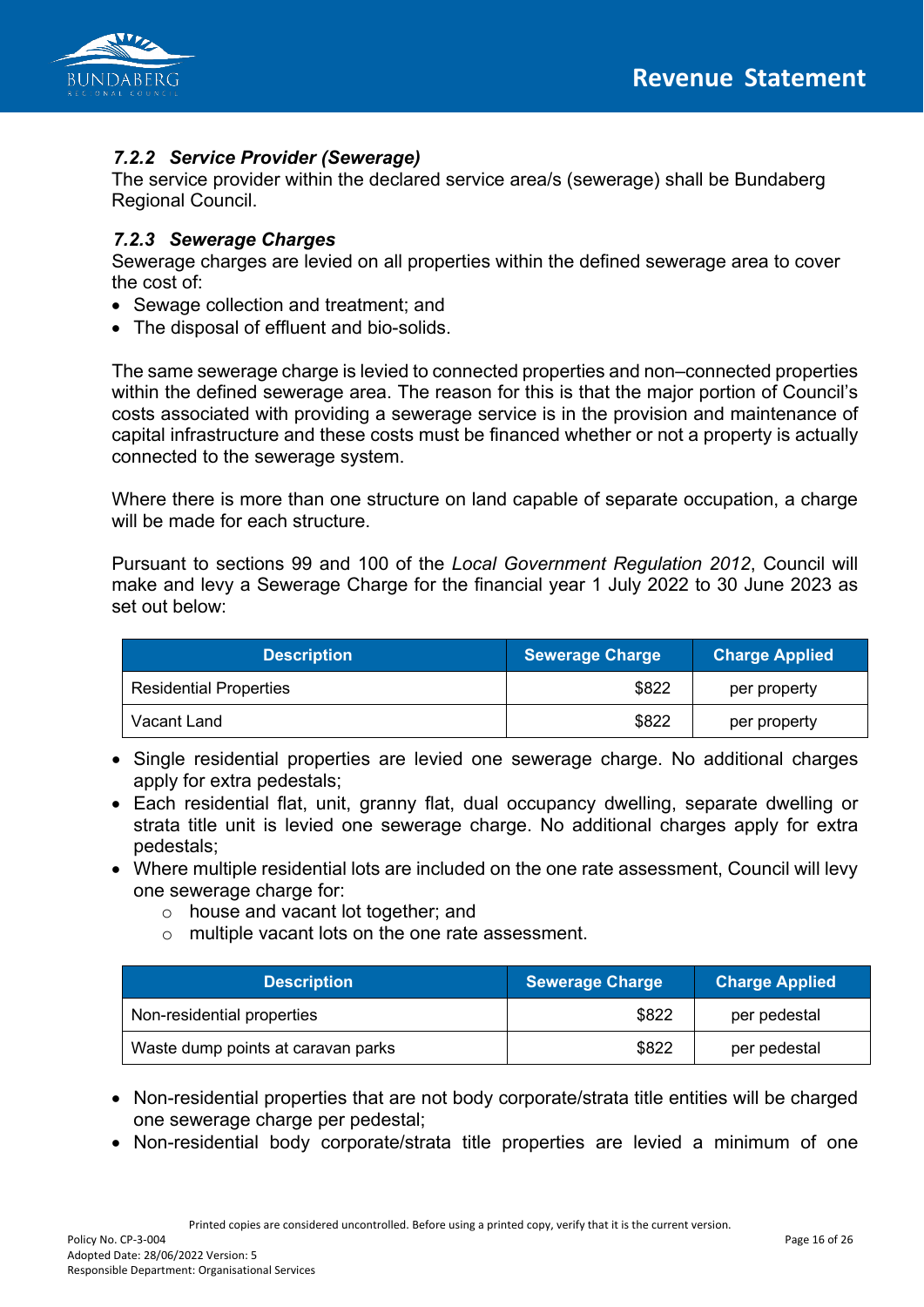### *7.2.2 Service Provider (Sewerage)*

The service provider within the declared service area/s (sewerage) shall be Bundaberg Regional Council.

### *7.2.3 Sewerage Charges*

Sewerage charges are levied on all properties within the defined sewerage area to cover the cost of:

- Sewage collection and treatment; and
- The disposal of effluent and bio-solids.

The same sewerage charge is levied to connected properties and non–connected properties within the defined sewerage area. The reason for this is that the major portion of Council's costs associated with providing a sewerage service is in the provision and maintenance of capital infrastructure and these costs must be financed whether or not a property is actually connected to the sewerage system.

Where there is more than one structure on land capable of separate occupation, a charge will be made for each structure.

Pursuant to sections 99 and 100 of the *Local Government Regulation 2012*, Council will make and levy a Sewerage Charge for the financial year 1 July 2022 to 30 June 2023 as set out below:

| Description | Sewerage Charge | Charge Applied |
|---|---|---|
| Residential Properties | $822 | per property |
| Vacant Land | $822 | per property |

- Single residential properties are levied one sewerage charge. No additional charges apply for extra pedestals;
- Each residential flat, unit, granny flat, dual occupancy dwelling, separate dwelling or strata title unit is levied one sewerage charge. No additional charges apply for extra pedestals;
- Where multiple residential lots are included on the one rate assessment, Council will levy one sewerage charge for:
  - house and vacant lot together; and
  - multiple vacant lots on the one rate assessment.

| Description | Sewerage Charge | Charge Applied |
|---|---|---|
| Non-residential properties | $822 | per pedestal |
| Waste dump points at caravan parks | $822 | per pedestal |

- Non-residential properties that are not body corporate/strata title entities will be charged one sewerage charge per pedestal;
- Non-residential body corporate/strata title properties are levied a minimum of one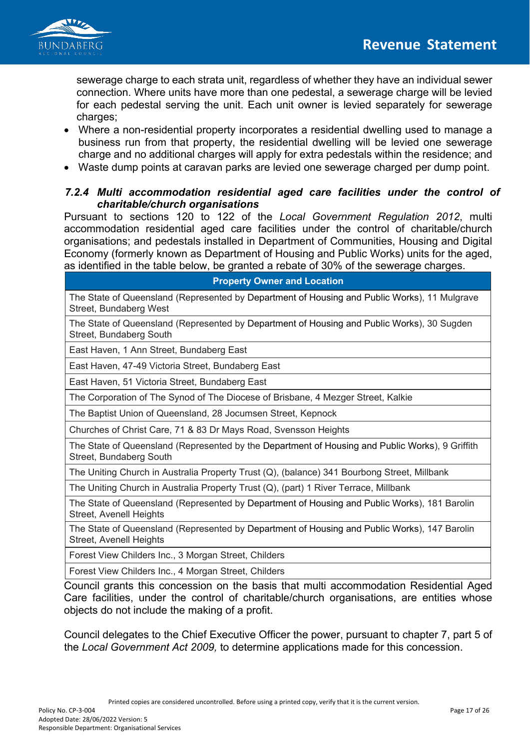sewerage charge to each strata unit, regardless of whether they have an individual sewer connection. Where units have more than one pedestal, a sewerage charge will be levied for each pedestal serving the unit. Each unit owner is levied separately for sewerage charges;

- Where a non-residential property incorporates a residential dwelling used to manage a business run from that property, the residential dwelling will be levied one sewerage charge and no additional charges will apply for extra pedestals within the residence; and
- Waste dump points at caravan parks are levied one sewerage charged per dump point.

#### *7.2.4 Multi accommodation residential aged care facilities under the control of charitable/church organisations*

Pursuant to sections 120 to 122 of the *Local Government Regulation 2012*, multi accommodation residential aged care facilities under the control of charitable/church organisations; and pedestals installed in Department of Communities, Housing and Digital Economy (formerly known as Department of Housing and Public Works) units for the aged, as identified in the table below, be granted a rebate of 30% of the sewerage charges.

| Property Owner and Location |
|---|
| The State of Queensland (Represented by Department of Housing and Public Works), 11 Mulgrave Street, Bundaberg West |
| The State of Queensland (Represented by Department of Housing and Public Works), 30 Sugden Street, Bundaberg South |
| East Haven, 1 Ann Street, Bundaberg East |
| East Haven, 47-49 Victoria Street, Bundaberg East |
| East Haven, 51 Victoria Street, Bundaberg East |
| The Corporation of The Synod of The Diocese of Brisbane, 4 Mezger Street, Kalkie |
| The Baptist Union of Queensland, 28 Jocumsen Street, Kepnock |
| Churches of Christ Care, 71 & 83 Dr Mays Road, Svensson Heights |
| The State of Queensland (Represented by the Department of Housing and Public Works), 9 Griffith Street, Bundaberg South |
| The Uniting Church in Australia Property Trust (Q), (balance) 341 Bourbong Street, Millbank |
| The Uniting Church in Australia Property Trust (Q), (part) 1 River Terrace, Millbank |
| The State of Queensland (Represented by Department of Housing and Public Works), 181 Barolin Street, Avenell Heights |
| The State of Queensland (Represented by Department of Housing and Public Works), 147 Barolin Street, Avenell Heights |
| Forest View Childers Inc., 3 Morgan Street, Childers |
| Forest View Childers Inc., 4 Morgan Street, Childers |

Council grants this concession on the basis that multi accommodation Residential Aged Care facilities, under the control of charitable/church organisations, are entities whose objects do not include the making of a profit.

Council delegates to the Chief Executive Officer the power, pursuant to chapter 7, part 5 of the *Local Government Act 2009,* to determine applications made for this concession.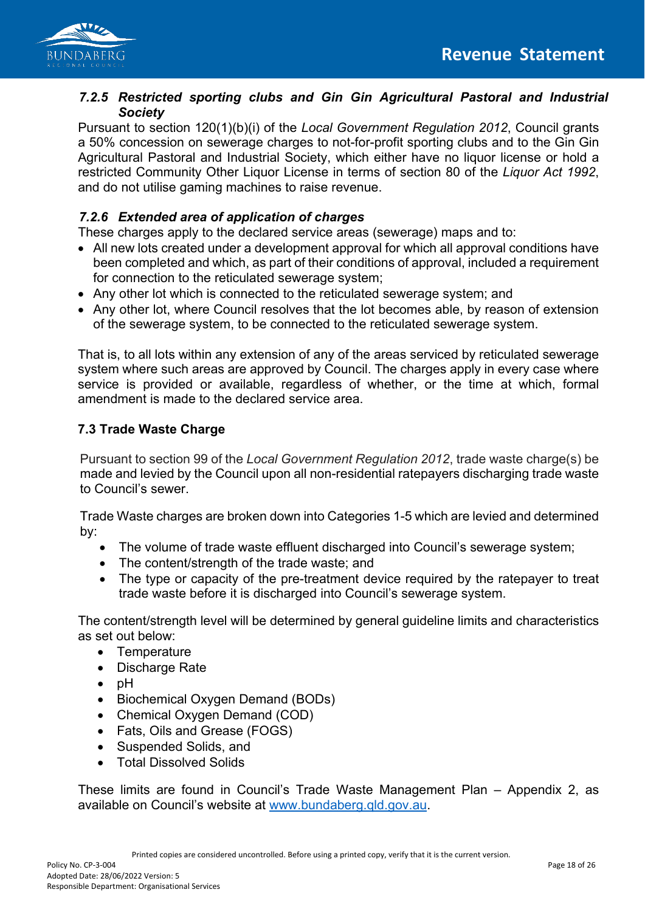### *7.2.5 Restricted sporting clubs and Gin Gin Agricultural Pastoral and Industrial Society*

Pursuant to section 120(1)(b)(i) of the *Local Government Regulation 2012*, Council grants a 50% concession on sewerage charges to not-for-profit sporting clubs and to the Gin Gin Agricultural Pastoral and Industrial Society, which either have no liquor license or hold a restricted Community Other Liquor License in terms of section 80 of the *Liquor Act 1992*, and do not utilise gaming machines to raise revenue.

### *7.2.6 Extended area of application of charges*

These charges apply to the declared service areas (sewerage) maps and to:

- All new lots created under a development approval for which all approval conditions have been completed and which, as part of their conditions of approval, included a requirement for connection to the reticulated sewerage system;
- Any other lot which is connected to the reticulated sewerage system; and
- Any other lot, where Council resolves that the lot becomes able, by reason of extension of the sewerage system, to be connected to the reticulated sewerage system.

That is, to all lots within any extension of any of the areas serviced by reticulated sewerage system where such areas are approved by Council. The charges apply in every case where service is provided or available, regardless of whether, or the time at which, formal amendment is made to the declared service area.

## 7.3 Trade Waste Charge

Pursuant to section 99 of the *Local Government Regulation 2012*, trade waste charge(s) be made and levied by the Council upon all non-residential ratepayers discharging trade waste to Council's sewer.

Trade Waste charges are broken down into Categories 1-5 which are levied and determined by:

- The volume of trade waste effluent discharged into Council's sewerage system;
- The content/strength of the trade waste; and
- The type or capacity of the pre-treatment device required by the ratepayer to treat trade waste before it is discharged into Council's sewerage system.

The content/strength level will be determined by general guideline limits and characteristics as set out below:

- Temperature
- Discharge Rate
- pH
- Biochemical Oxygen Demand (BODs)
- Chemical Oxygen Demand (COD)
- Fats, Oils and Grease (FOGS)
- Suspended Solids, and
- Total Dissolved Solids

These limits are found in Council's Trade Waste Management Plan – Appendix 2, as available on Council's website at [www.bundaberg.qld.gov.au](http://www.bundaberg.qld.gov.au).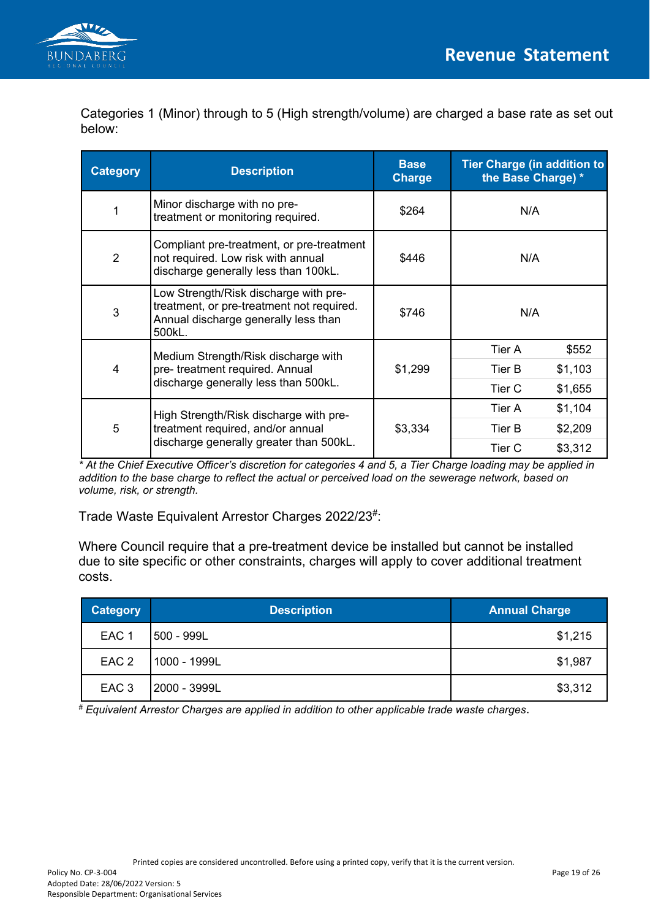Categories 1 (Minor) through to 5 (High strength/volume) are charged a base rate as set out below:

| Category | Description | Base Charge | Tier Charge (in addition to the Base Charge) * | |
|---|---|---|---|---|
| 1 | Minor discharge with no pre-treatment or monitoring required. | $264 | N/A | |
| 2 | Compliant pre-treatment, or pre-treatment not required. Low risk with annual discharge generally less than 100kL. | $446 | N/A | |
| 3 | Low Strength/Risk discharge with pre-treatment, or pre-treatment not required. Annual discharge generally less than 500kL. | $746 | N/A | |
| 4 | Medium Strength/Risk discharge with pre- treatment required. Annual discharge generally less than 500kL. | $1,299 | Tier A | $552 |
| | | | Tier B | $1,103 |
| | | | Tier C | $1,655 |
| 5 | High Strength/Risk discharge with pre-treatment required, and/or annual discharge generally greater than 500kL. | $3,334 | Tier A | $1,104 |
| | | | Tier B | $2,209 |
| | | | Tier C | $3,312 |

*\* At the Chief Executive Officer's discretion for categories 4 and 5, a Tier Charge loading may be applied in addition to the base charge to reflect the actual or perceived load on the sewerage network, based on volume, risk, or strength.*

Trade Waste Equivalent Arrestor Charges 2022/23#:

Where Council require that a pre-treatment device be installed but cannot be installed due to site specific or other constraints, charges will apply to cover additional treatment costs.

| Category | Description | Annual Charge |
|---|---|---|
| EAC 1 | 500 - 999L | $1,215 |
| EAC 2 | 1000 - 1999L | $1,987 |
| EAC 3 | 2000 - 3999L | $3,312 |

*# Equivalent Arrestor Charges are applied in addition to other applicable trade waste charges.*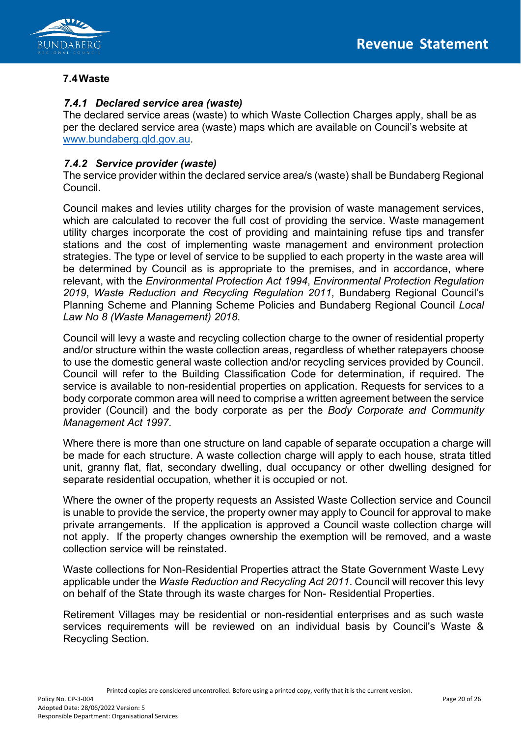## 7.4 Waste

### *7.4.1 Declared service area (waste)*

The declared service areas (waste) to which Waste Collection Charges apply, shall be as per the declared service area (waste) maps which are available on Council's website at www.bundaberg.qld.gov.au.

### *7.4.2 Service provider (waste)*

The service provider within the declared service area/s (waste) shall be Bundaberg Regional Council.

Council makes and levies utility charges for the provision of waste management services, which are calculated to recover the full cost of providing the service. Waste management utility charges incorporate the cost of providing and maintaining refuse tips and transfer stations and the cost of implementing waste management and environment protection strategies. The type or level of service to be supplied to each property in the waste area will be determined by Council as is appropriate to the premises, and in accordance, where relevant, with the *Environmental Protection Act 1994*, *Environmental Protection Regulation 2019*, *Waste Reduction and Recycling Regulation 2011*, Bundaberg Regional Council's Planning Scheme and Planning Scheme Policies and Bundaberg Regional Council *Local Law No 8 (Waste Management) 2018*.

Council will levy a waste and recycling collection charge to the owner of residential property and/or structure within the waste collection areas, regardless of whether ratepayers choose to use the domestic general waste collection and/or recycling services provided by Council. Council will refer to the Building Classification Code for determination, if required. The service is available to non-residential properties on application. Requests for services to a body corporate common area will need to comprise a written agreement between the service provider (Council) and the body corporate as per the *Body Corporate and Community Management Act 1997*.

Where there is more than one structure on land capable of separate occupation a charge will be made for each structure. A waste collection charge will apply to each house, strata titled unit, granny flat, flat, secondary dwelling, dual occupancy or other dwelling designed for separate residential occupation, whether it is occupied or not.

Where the owner of the property requests an Assisted Waste Collection service and Council is unable to provide the service, the property owner may apply to Council for approval to make private arrangements. If the application is approved a Council waste collection charge will not apply. If the property changes ownership the exemption will be removed, and a waste collection service will be reinstated.

Waste collections for Non-Residential Properties attract the State Government Waste Levy applicable under the *Waste Reduction and Recycling Act 2011*. Council will recover this levy on behalf of the State through its waste charges for Non- Residential Properties.

Retirement Villages may be residential or non-residential enterprises and as such waste services requirements will be reviewed on an individual basis by Council's Waste & Recycling Section.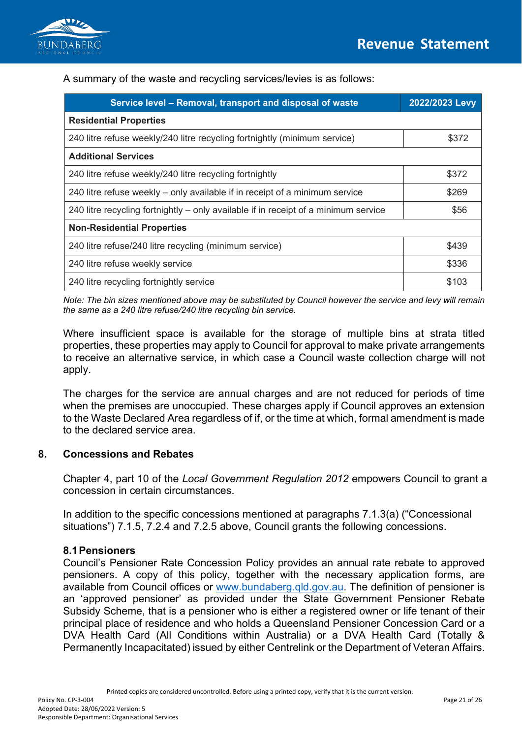A summary of the waste and recycling services/levies is as follows:

| Service level – Removal, transport and disposal of waste | 2022/2023 Levy |
|---|---|
| **Residential Properties** | |
| 240 litre refuse weekly/240 litre recycling fortnightly (minimum service) | $372 |
| **Additional Services** | |
| 240 litre refuse weekly/240 litre recycling fortnightly | $372 |
| 240 litre refuse weekly – only available if in receipt of a minimum service | $269 |
| 240 litre recycling fortnightly – only available if in receipt of a minimum service | $56 |
| **Non-Residential Properties** | |
| 240 litre refuse/240 litre recycling (minimum service) | $439 |
| 240 litre refuse weekly service | $336 |
| 240 litre recycling fortnightly service | $103 |

*Note: The bin sizes mentioned above may be substituted by Council however the service and levy will remain the same as a 240 litre refuse/240 litre recycling bin service.*

Where insufficient space is available for the storage of multiple bins at strata titled properties, these properties may apply to Council for approval to make private arrangements to receive an alternative service, in which case a Council waste collection charge will not apply.

The charges for the service are annual charges and are not reduced for periods of time when the premises are unoccupied. These charges apply if Council approves an extension to the Waste Declared Area regardless of if, or the time at which, formal amendment is made to the declared service area.

## 8. Concessions and Rebates

Chapter 4, part 10 of the *Local Government Regulation 2012* empowers Council to grant a concession in certain circumstances.

In addition to the specific concessions mentioned at paragraphs 7.1.3(a) ("Concessional situations") 7.1.5, 7.2.4 and 7.2.5 above, Council grants the following concessions.

### 8.1 Pensioners

Council's Pensioner Rate Concession Policy provides an annual rate rebate to approved pensioners. A copy of this policy, together with the necessary application forms, are available from Council offices or www.bundaberg.qld.gov.au. The definition of pensioner is an 'approved pensioner' as provided under the State Government Pensioner Rebate Subsidy Scheme, that is a pensioner who is either a registered owner or life tenant of their principal place of residence and who holds a Queensland Pensioner Concession Card or a DVA Health Card (All Conditions within Australia) or a DVA Health Card (Totally & Permanently Incapacitated) issued by either Centrelink or the Department of Veteran Affairs.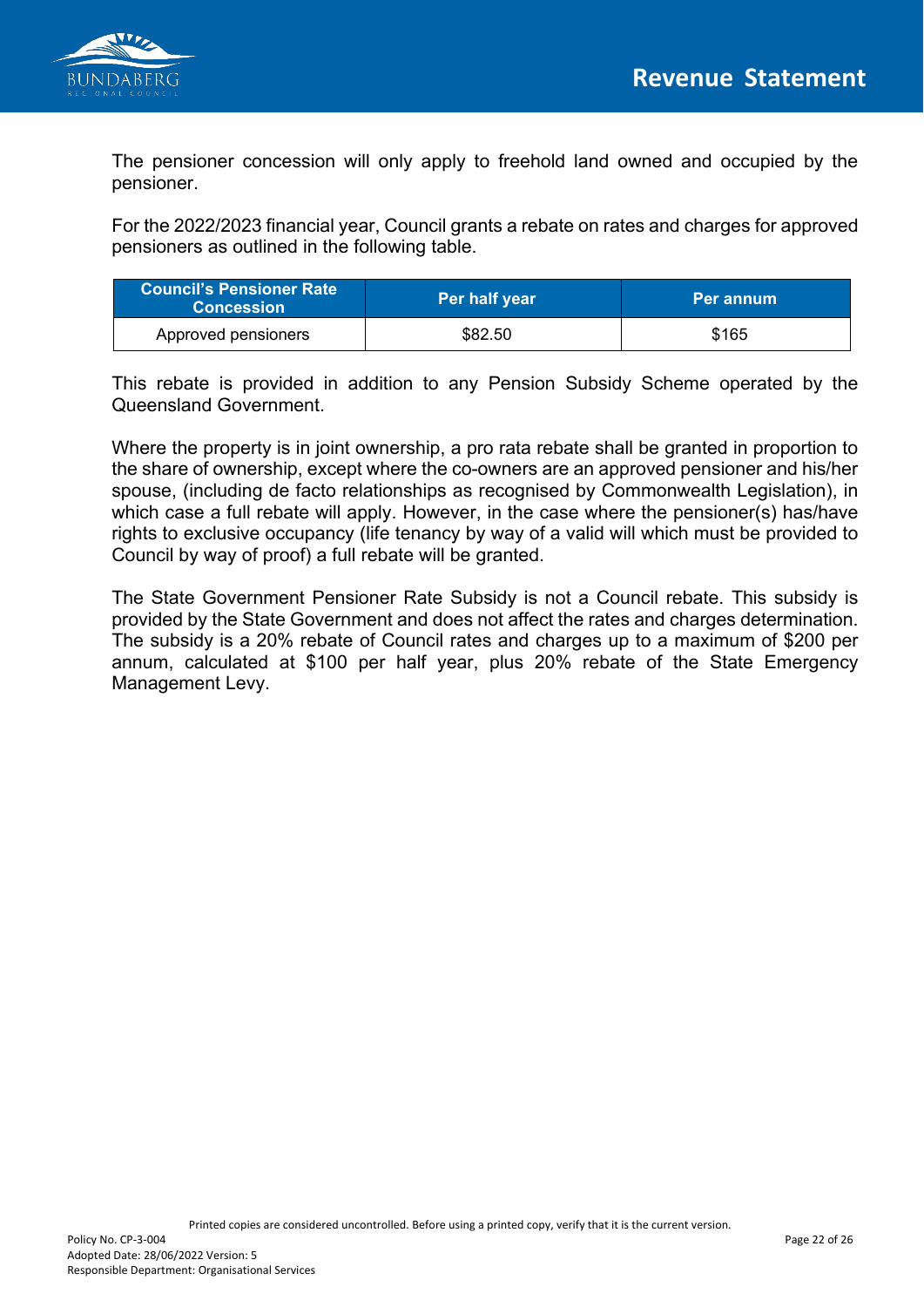The pensioner concession will only apply to freehold land owned and occupied by the pensioner.

For the 2022/2023 financial year, Council grants a rebate on rates and charges for approved pensioners as outlined in the following table.

| Council's Pensioner Rate Concession | Per half year | Per annum |
|---|---|---|
| Approved pensioners | $82.50 | $165 |

This rebate is provided in addition to any Pension Subsidy Scheme operated by the Queensland Government.

Where the property is in joint ownership, a pro rata rebate shall be granted in proportion to the share of ownership, except where the co-owners are an approved pensioner and his/her spouse, (including de facto relationships as recognised by Commonwealth Legislation), in which case a full rebate will apply. However, in the case where the pensioner(s) has/have rights to exclusive occupancy (life tenancy by way of a valid will which must be provided to Council by way of proof) a full rebate will be granted.

The State Government Pensioner Rate Subsidy is not a Council rebate. This subsidy is provided by the State Government and does not affect the rates and charges determination. The subsidy is a 20% rebate of Council rates and charges up to a maximum of $200 per annum, calculated at $100 per half year, plus 20% rebate of the State Emergency Management Levy.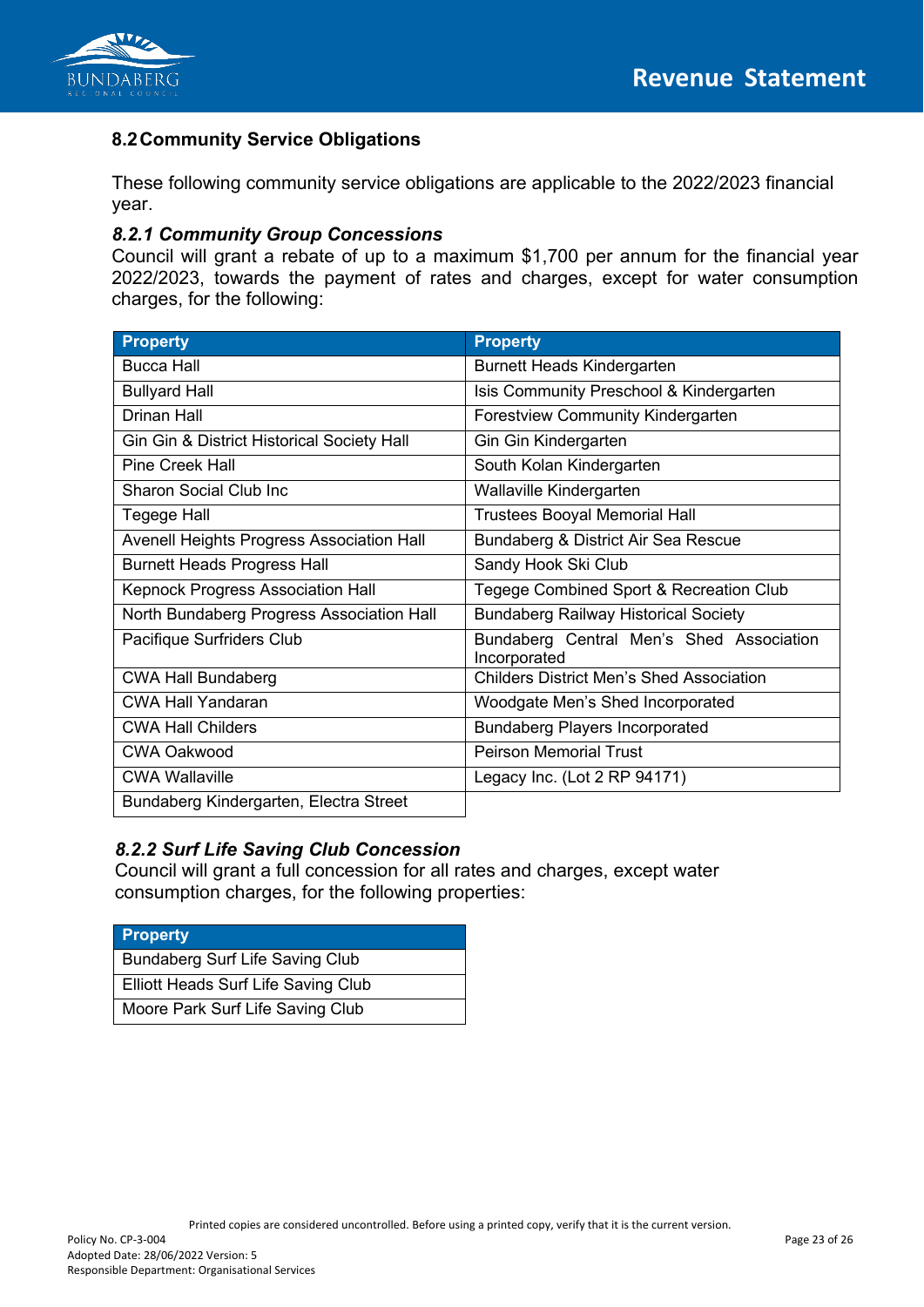## 8.2 Community Service Obligations

These following community service obligations are applicable to the 2022/2023 financial year.

### *8.2.1 Community Group Concessions*

Council will grant a rebate of up to a maximum $1,700 per annum for the financial year 2022/2023, towards the payment of rates and charges, except for water consumption charges, for the following:

| Property | Property |
|---|---|
| Bucca Hall | Burnett Heads Kindergarten |
| Bullyard Hall | Isis Community Preschool & Kindergarten |
| Drinan Hall | Forestview Community Kindergarten |
| Gin Gin & District Historical Society Hall | Gin Gin Kindergarten |
| Pine Creek Hall | South Kolan Kindergarten |
| Sharon Social Club Inc | Wallaville Kindergarten |
| Tegege Hall | Trustees Booyal Memorial Hall |
| Avenell Heights Progress Association Hall | Bundaberg & District Air Sea Rescue |
| Burnett Heads Progress Hall | Sandy Hook Ski Club |
| Kepnock Progress Association Hall | Tegege Combined Sport & Recreation Club |
| North Bundaberg Progress Association Hall | Bundaberg Railway Historical Society |
| Pacifique Surfriders Club | Bundaberg Central Men's Shed Association Incorporated |
| CWA Hall Bundaberg | Childers District Men's Shed Association |
| CWA Hall Yandaran | Woodgate Men's Shed Incorporated |
| CWA Hall Childers | Bundaberg Players Incorporated |
| CWA Oakwood | Peirson Memorial Trust |
| CWA Wallaville | Legacy Inc. (Lot 2 RP 94171) |
| Bundaberg Kindergarten, Electra Street | |

### *8.2.2 Surf Life Saving Club Concession*

Council will grant a full concession for all rates and charges, except water consumption charges, for the following properties:

| Property |
|---|
| Bundaberg Surf Life Saving Club |
| Elliott Heads Surf Life Saving Club |
| Moore Park Surf Life Saving Club |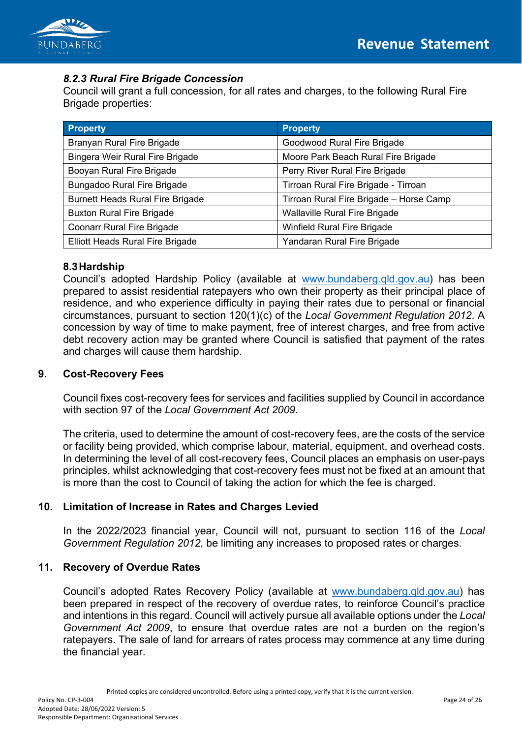### *8.2.3 Rural Fire Brigade Concession*

Council will grant a full concession, for all rates and charges, to the following Rural Fire Brigade properties:

| Property | Property |
|---|---|
| Branyan Rural Fire Brigade | Goodwood Rural Fire Brigade |
| Bingera Weir Rural Fire Brigade | Moore Park Beach Rural Fire Brigade |
| Booyan Rural Fire Brigade | Perry River Rural Fire Brigade |
| Bungadoo Rural Fire Brigade | Tirroan Rural Fire Brigade - Tirroan |
| Burnett Heads Rural Fire Brigade | Tirroan Rural Fire Brigade – Horse Camp |
| Buxton Rural Fire Brigade | Wallaville Rural Fire Brigade |
| Coonarr Rural Fire Brigade | Winfield Rural Fire Brigade |
| Elliott Heads Rural Fire Brigade | Yandaran Rural Fire Brigade |

### 8.3 Hardship

Council's adopted Hardship Policy (available at www.bundaberg.qld.gov.au) has been prepared to assist residential ratepayers who own their property as their principal place of residence, and who experience difficulty in paying their rates due to personal or financial circumstances, pursuant to section 120(1)(c) of the *Local Government Regulation 2012*. A concession by way of time to make payment, free of interest charges, and free from active debt recovery action may be granted where Council is satisfied that payment of the rates and charges will cause them hardship.

## 9. Cost-Recovery Fees

Council fixes cost-recovery fees for services and facilities supplied by Council in accordance with section 97 of the *Local Government Act 2009*.

The criteria, used to determine the amount of cost-recovery fees, are the costs of the service or facility being provided, which comprise labour, material, equipment, and overhead costs. In determining the level of all cost-recovery fees, Council places an emphasis on user-pays principles, whilst acknowledging that cost-recovery fees must not be fixed at an amount that is more than the cost to Council of taking the action for which the fee is charged.

## 10. Limitation of Increase in Rates and Charges Levied

In the 2022/2023 financial year, Council will not, pursuant to section 116 of the *Local Government Regulation 2012*, be limiting any increases to proposed rates or charges.

## 11. Recovery of Overdue Rates

Council's adopted Rates Recovery Policy (available at www.bundaberg.qld.gov.au) has been prepared in respect of the recovery of overdue rates, to reinforce Council's practice and intentions in this regard. Council will actively pursue all available options under the *Local Government Act 2009*, to ensure that overdue rates are not a burden on the region's ratepayers. The sale of land for arrears of rates process may commence at any time during the financial year.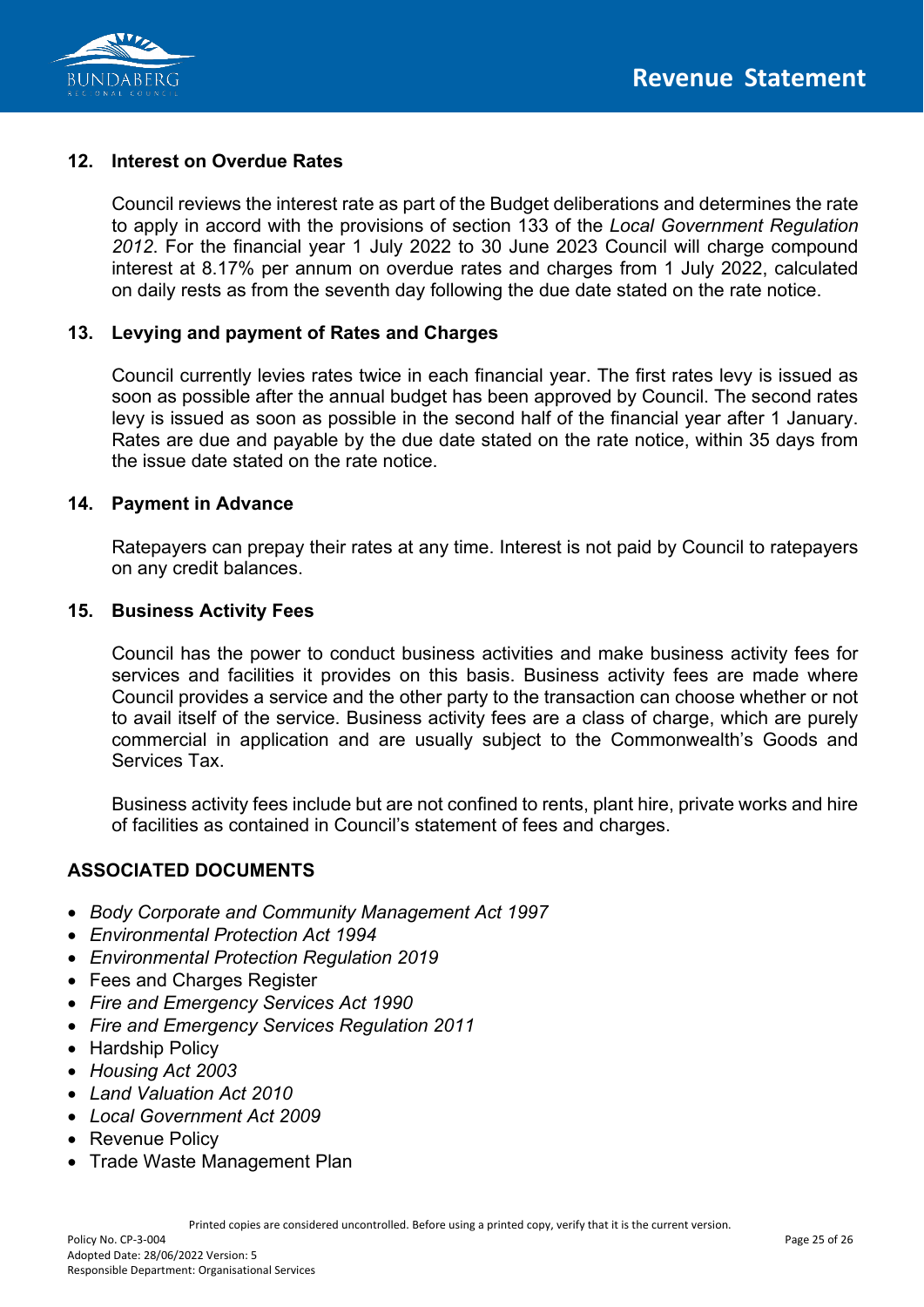## 12. Interest on Overdue Rates

Council reviews the interest rate as part of the Budget deliberations and determines the rate to apply in accord with the provisions of section 133 of the *Local Government Regulation 2012*. For the financial year 1 July 2022 to 30 June 2023 Council will charge compound interest at 8.17% per annum on overdue rates and charges from 1 July 2022, calculated on daily rests as from the seventh day following the due date stated on the rate notice.

## 13. Levying and payment of Rates and Charges

Council currently levies rates twice in each financial year. The first rates levy is issued as soon as possible after the annual budget has been approved by Council. The second rates levy is issued as soon as possible in the second half of the financial year after 1 January. Rates are due and payable by the due date stated on the rate notice, within 35 days from the issue date stated on the rate notice.

## 14. Payment in Advance

Ratepayers can prepay their rates at any time. Interest is not paid by Council to ratepayers on any credit balances.

## 15. Business Activity Fees

Council has the power to conduct business activities and make business activity fees for services and facilities it provides on this basis. Business activity fees are made where Council provides a service and the other party to the transaction can choose whether or not to avail itself of the service. Business activity fees are a class of charge, which are purely commercial in application and are usually subject to the Commonwealth's Goods and Services Tax.

Business activity fees include but are not confined to rents, plant hire, private works and hire of facilities as contained in Council's statement of fees and charges.

## ASSOCIATED DOCUMENTS

- *Body Corporate and Community Management Act 1997*
- *Environmental Protection Act 1994*
- *Environmental Protection Regulation 2019*
- Fees and Charges Register
- *Fire and Emergency Services Act 1990*
- *Fire and Emergency Services Regulation 2011*
- Hardship Policy
- *Housing Act 2003*
- *Land Valuation Act 2010*
- *Local Government Act 2009*
- Revenue Policy
- Trade Waste Management Plan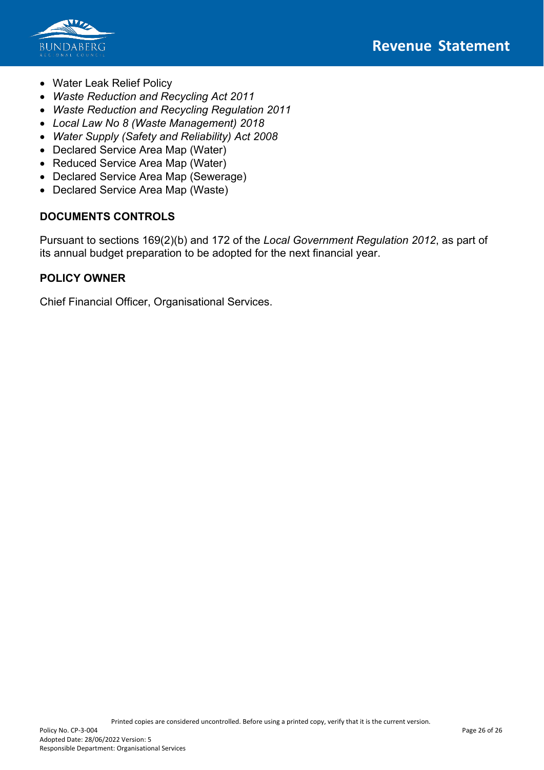- Water Leak Relief Policy
- *Waste Reduction and Recycling Act 2011*
- *Waste Reduction and Recycling Regulation 2011*
- *Local Law No 8 (Waste Management) 2018*
- *Water Supply (Safety and Reliability) Act 2008*
- Declared Service Area Map (Water)
- Reduced Service Area Map (Water)
- Declared Service Area Map (Sewerage)
- Declared Service Area Map (Waste)

## DOCUMENTS CONTROLS

Pursuant to sections 169(2)(b) and 172 of the *Local Government Regulation 2012*, as part of its annual budget preparation to be adopted for the next financial year.

## POLICY OWNER

Chief Financial Officer, Organisational Services.